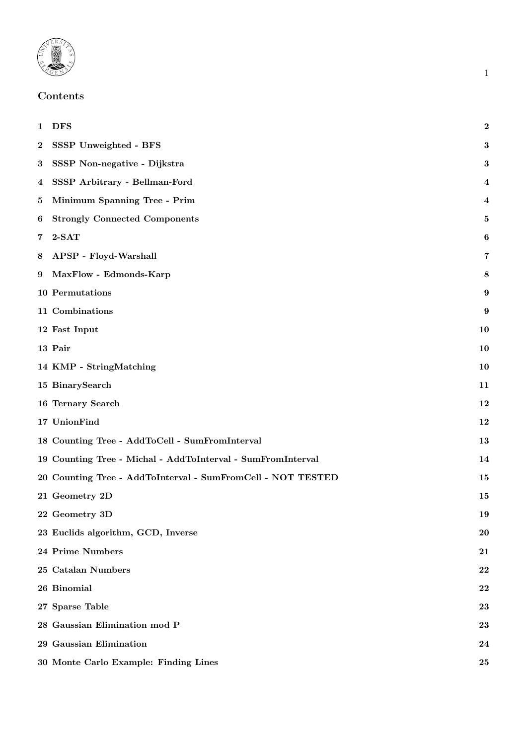# Contents

| | | |
|---|---|---|
| 1 | DFS | 2 |
| 2 | SSSP Unweighted - BFS | 3 |
| 3 | SSSP Non-negative - Dijkstra | 3 |
| 4 | SSSP Arbitrary - Bellman-Ford | 4 |
| 5 | Minimum Spanning Tree - Prim | 4 |
| 6 | Strongly Connected Components | 5 |
| 7 | 2-SAT | 6 |
| 8 | APSP - Floyd-Warshall | 7 |
| 9 | MaxFlow - Edmonds-Karp | 8 |
| 10 | Permutations | 9 |
| 11 | Combinations | 9 |
| 12 | Fast Input | 10 |
| 13 | Pair | 10 |
| 14 | KMP - StringMatching | 10 |
| 15 | BinarySearch | 11 |
| 16 | Ternary Search | 12 |
| 17 | UnionFind | 12 |
| 18 | Counting Tree - AddToCell - SumFromInterval | 13 |
| 19 | Counting Tree - Michal - AddToInterval - SumFromInterval | 14 |
| 20 | Counting Tree - AddToInterval - SumFromCell - NOT TESTED | 15 |
| 21 | Geometry 2D | 15 |
| 22 | Geometry 3D | 19 |
| 23 | Euclids algorithm, GCD, Inverse | 20 |
| 24 | Prime Numbers | 21 |
| 25 | Catalan Numbers | 22 |
| 26 | Binomial | 22 |
| 27 | Sparse Table | 23 |
| 28 | Gaussian Elimination mod P | 23 |
| 29 | Gaussian Elimination | 24 |
| 30 | Monte Carlo Example: Finding Lines | 25 |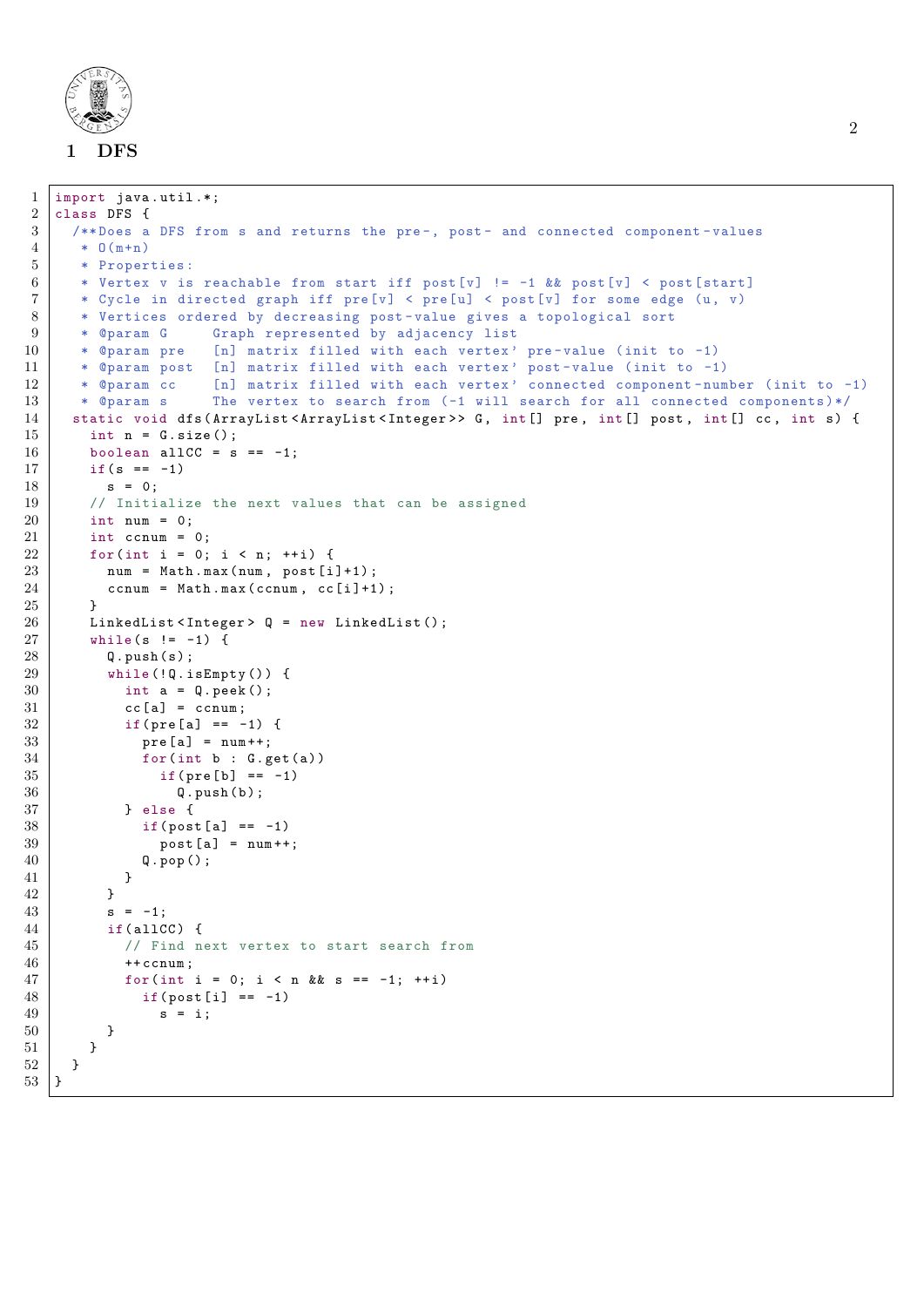# 1 DFS

```java
import java.util.*;
class DFS {
  /**Does a DFS from s and returns the pre-, post- and connected component-values
   * O(m+n)
   * Properties:
   * Vertex v is reachable from start iff post[v] != -1 && post[v] < post[start]
   * Cycle in directed graph iff pre[v] < pre[u] < post[v] for some edge (u, v)
   * Vertices ordered by decreasing post-value gives a topological sort
   * @param G     Graph represented by adjacency list
   * @param pre   [n] matrix filled with each vertex' pre-value (init to -1)
   * @param post  [n] matrix filled with each vertex' post-value (init to -1)
   * @param cc    [n] matrix filled with each vertex' connected component-number (init to -1)
   * @param s     The vertex to search from (-1 will search for all connected components)*/
  static void dfs(ArrayList<ArrayList<Integer>> G, int[] pre, int[] post, int[] cc, int s) {
    int n = G.size();
    boolean allCC = s == -1;
    if(s == -1)
      s = 0;
    // Initialize the next values that can be assigned
    int num = 0;
    int ccnum = 0;
    for(int i = 0; i < n; ++i) {
      num = Math.max(num, post[i]+1);
      ccnum = Math.max(ccnum, cc[i]+1);
    }
    LinkedList<Integer> Q = new LinkedList();
    while(s != -1) {
      Q.push(s);
      while(!Q.isEmpty()) {
        int a = Q.peek();
        cc[a] = ccnum;
        if(pre[a] == -1) {
          pre[a] = num++;
          for(int b : G.get(a))
            if(pre[b] == -1)
              Q.push(b);
        } else {
          if(post[a] == -1)
            post[a] = num++;
          Q.pop();
        }
      }
      s = -1;
      if(allCC) {
        // Find next vertex to start search from
        ++ccnum;
        for(int i = 0; i < n && s == -1; ++i)
          if(post[i] == -1)
            s = i;
      }
    }
  }
}
```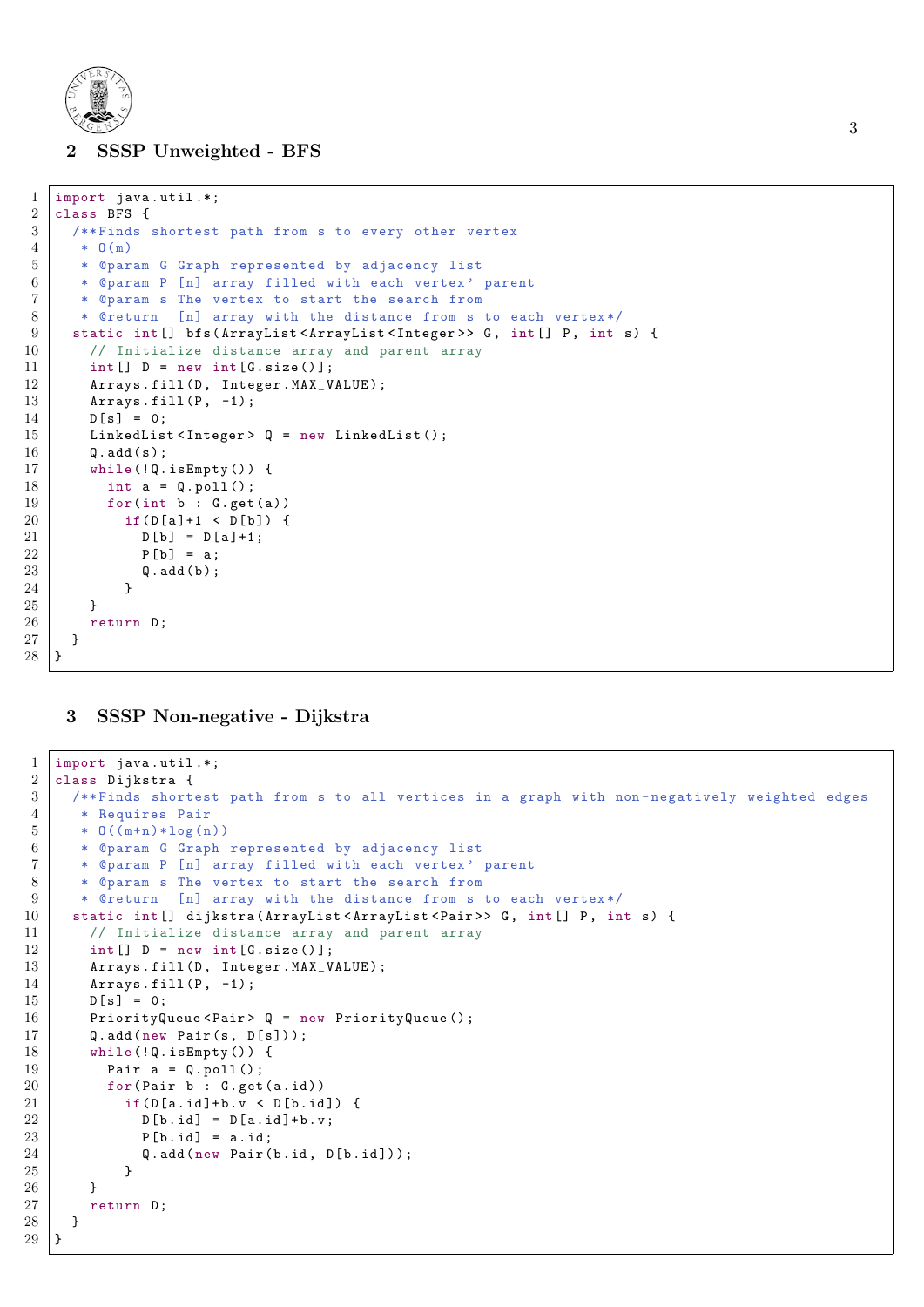## 2 SSSP Unweighted - BFS

```java
import java.util.*;
class BFS {
  /**Finds shortest path from s to every other vertex
   * O(m)
   * @param G Graph represented by adjacency list
   * @param P [n] array filled with each vertex' parent
   * @param s The vertex to start the search from
   * @return  [n] array with the distance from s to each vertex*/
  static int[] bfs(ArrayList<ArrayList<Integer>> G, int[] P, int s) {
    // Initialize distance array and parent array
    int[] D = new int[G.size()];
    Arrays.fill(D, Integer.MAX_VALUE);
    Arrays.fill(P, -1);
    D[s] = 0;
    LinkedList<Integer> Q = new LinkedList();
    Q.add(s);
    while(!Q.isEmpty()) {
      int a = Q.poll();
      for(int b : G.get(a))
        if(D[a]+1 < D[b]) {
          D[b] = D[a]+1;
          P[b] = a;
          Q.add(b);
        }
    }
    return D;
  }
}
```

## 3 SSSP Non-negative - Dijkstra

```java
import java.util.*;
class Dijkstra {
  /**Finds shortest path from s to all vertices in a graph with non-negatively weighted edges
   * Requires Pair
   * O((m+n)*log(n))
   * @param G Graph represented by adjacency list
   * @param P [n] array filled with each vertex' parent
   * @param s The vertex to start the search from
   * @return  [n] array with the distance from s to each vertex*/
  static int[] dijkstra(ArrayList<ArrayList<Pair>> G, int[] P, int s) {
    // Initialize distance array and parent array
    int[] D = new int[G.size()];
    Arrays.fill(D, Integer.MAX_VALUE);
    Arrays.fill(P, -1);
    D[s] = 0;
    PriorityQueue<Pair> Q = new PriorityQueue();
    Q.add(new Pair(s, D[s]));
    while(!Q.isEmpty()) {
      Pair a = Q.poll();
      for(Pair b : G.get(a.id))
        if(D[a.id]+b.v < D[b.id]) {
          D[b.id] = D[a.id]+b.v;
          P[b.id] = a.id;
          Q.add(new Pair(b.id, D[b.id]));
        }
    }
    return D;
  }
}
```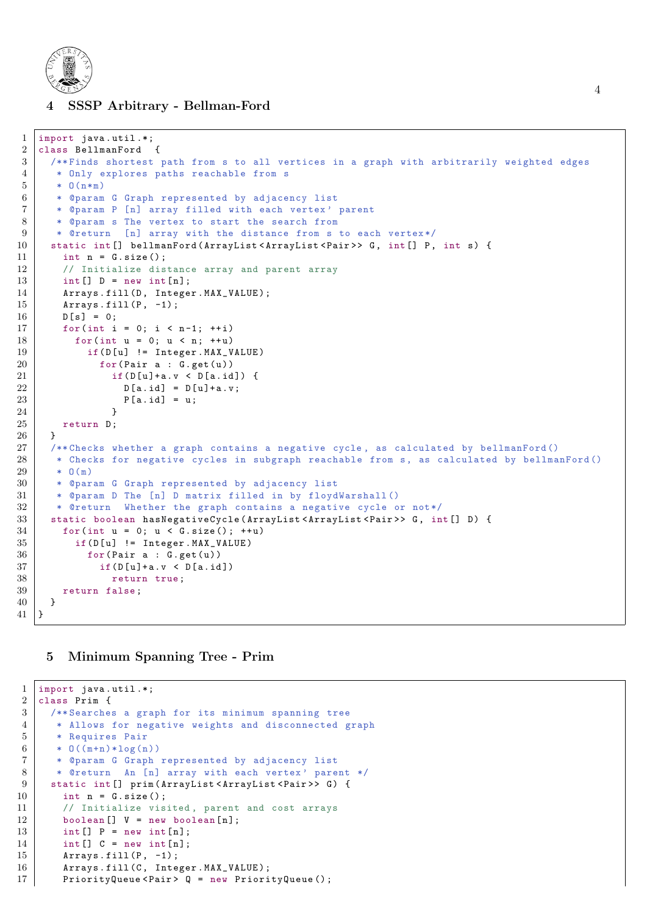## 4 SSSP Arbitrary - Bellman-Ford

```java
import java.util.*;
class BellmanFord  {
  /**Finds shortest path from s to all vertices in a graph with arbitrarily weighted edges
   * Only explores paths reachable from s
   * O(n*m)
   * @param G Graph represented by adjacency list
   * @param P [n] array filled with each vertex' parent
   * @param s The vertex to start the search from
   * @return  [n] array with the distance from s to each vertex*/
  static int[] bellmanFord(ArrayList<ArrayList<Pair>> G, int[] P, int s) {
    int n = G.size();
    // Initialize distance array and parent array
    int[] D = new int[n];
    Arrays.fill(D, Integer.MAX_VALUE);
    Arrays.fill(P, -1);
    D[s] = 0;
    for(int i = 0; i < n-1; ++i)
      for(int u = 0; u < n; ++u)
        if(D[u] != Integer.MAX_VALUE)
          for(Pair a : G.get(u))
            if(D[u]+a.v < D[a.id]) {
              D[a.id] = D[u]+a.v;
              P[a.id] = u;
            }
    return D;
  }
  /**Checks whether a graph contains a negative cycle, as calculated by bellmanFord()
   * Checks for negative cycles in subgraph reachable from s, as calculated by bellmanFord()
   * O(m)
   * @param G Graph represented by adjacency list
   * @param D The [n] D matrix filled in by floydWarshall()
   * @return  Whether the graph contains a negative cycle or not*/
  static boolean hasNegativeCycle(ArrayList<ArrayList<Pair>> G, int[] D) {
    for(int u = 0; u < G.size(); ++u)
      if(D[u] != Integer.MAX_VALUE)
        for(Pair a : G.get(u))
          if(D[u]+a.v < D[a.id])
            return true;
    return false;
  }
}
```

## 5 Minimum Spanning Tree - Prim

```java
import java.util.*;
class Prim {
  /**Searches a graph for its minimum spanning tree
   * Allows for negative weights and disconnected graph
   * Requires Pair
   * O((m+n)*log(n))
   * @param G Graph represented by adjacency list
   * @return  An [n] array with each vertex' parent */
  static int[] prim(ArrayList<ArrayList<Pair>> G) {
    int n = G.size();
    // Initialize visited, parent and cost arrays
    boolean[] V = new boolean[n];
    int[] P = new int[n];
    int[] C = new int[n];
    Arrays.fill(P, -1);
    Arrays.fill(C, Integer.MAX_VALUE);
    PriorityQueue<Pair> Q = new PriorityQueue();
```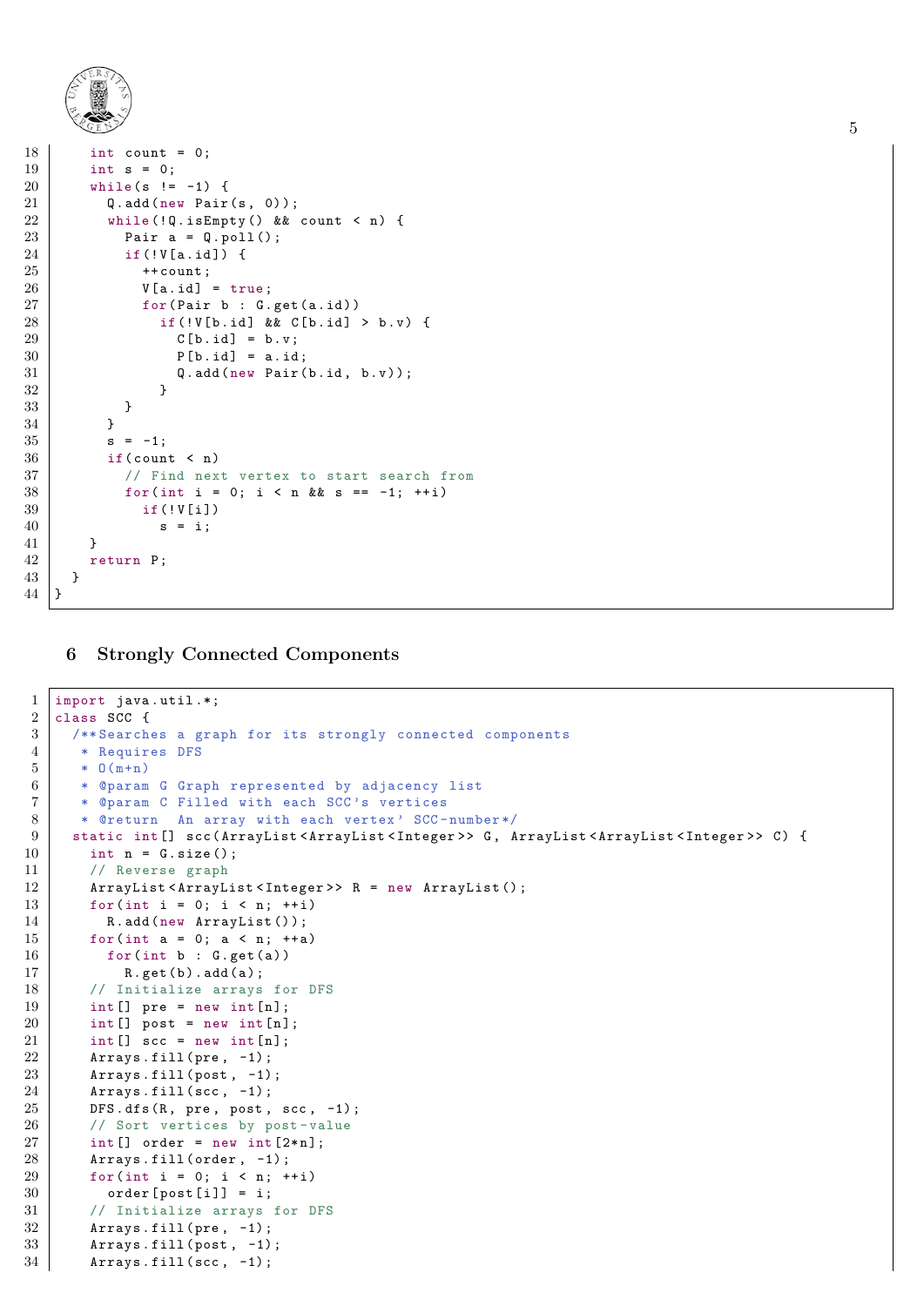```java
    int count = 0;
    int s = 0;
    while(s != -1) {
      Q.add(new Pair(s, 0));
      while(!Q.isEmpty() && count < n) {
        Pair a = Q.poll();
        if(!V[a.id]) {
          ++count;
          V[a.id] = true;
          for(Pair b : G.get(a.id))
            if(!V[b.id] && C[b.id] > b.v) {
              C[b.id] = b.v;
              P[b.id] = a.id;
              Q.add(new Pair(b.id, b.v));
            }
        }
      }
      s = -1;
      if(count < n)
        // Find next vertex to start search from
        for(int i = 0; i < n && s == -1; ++i)
          if(!V[i])
            s = i;
    }
    return P;
  }
}
```

## 6 Strongly Connected Components

```java
import java.util.*;
class SCC {
  /**Searches a graph for its strongly connected components
   * Requires DFS
   * O(m+n)
   * @param G Graph represented by adjacency list
   * @param C Filled with each SCC's vertices
   * @return  An array with each vertex' SCC-number*/
  static int[] scc(ArrayList<ArrayList<Integer>> G, ArrayList<ArrayList<Integer>> C) {
    int n = G.size();
    // Reverse graph
    ArrayList<ArrayList<Integer>> R = new ArrayList();
    for(int i = 0; i < n; ++i)
      R.add(new ArrayList());
    for(int a = 0; a < n; ++a)
      for(int b : G.get(a))
        R.get(b).add(a);
    // Initialize arrays for DFS
    int[] pre = new int[n];
    int[] post = new int[n];
    int[] scc = new int[n];
    Arrays.fill(pre, -1);
    Arrays.fill(post, -1);
    Arrays.fill(scc, -1);
    DFS.dfs(R, pre, post, scc, -1);
    // Sort vertices by post-value
    int[] order = new int[2*n];
    Arrays.fill(order, -1);
    for(int i = 0; i < n; ++i)
      order[post[i]] = i;
    // Initialize arrays for DFS
    Arrays.fill(pre, -1);
    Arrays.fill(post, -1);
    Arrays.fill(scc, -1);
```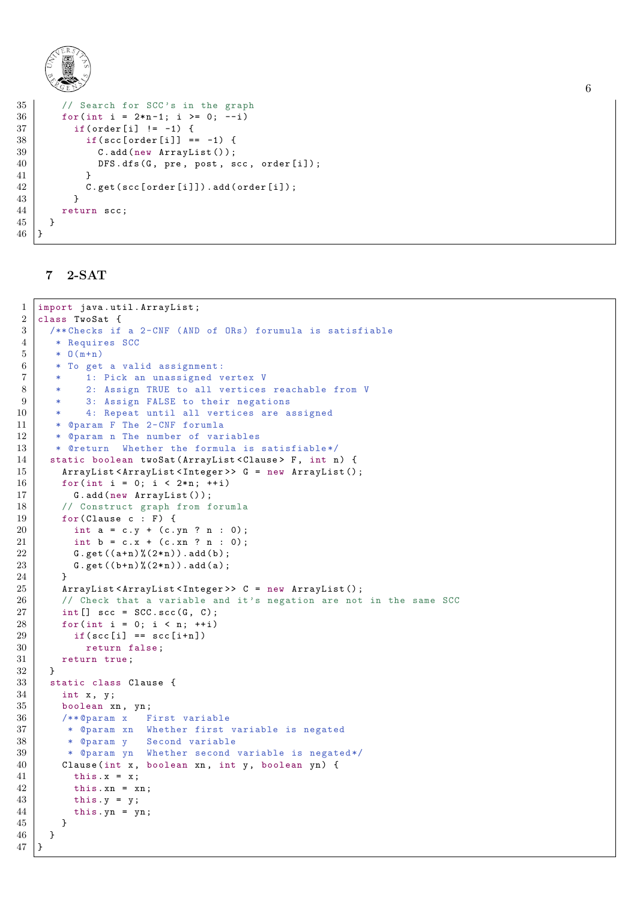```java
    // Search for SCC's in the graph
    for(int i = 2*n-1; i >= 0; --i)
      if(order[i] != -1) {
        if(scc[order[i]] == -1) {
          C.add(new ArrayList());
          DFS.dfs(G, pre, post, scc, order[i]);
        }
        C.get(scc[order[i]]).add(order[i]);
      }
    return scc;
  }
}
```

## 7 2-SAT

```java
import java.util.ArrayList;
class TwoSat {
  /**Checks if a 2-CNF (AND of ORs) forumula is satisfiable
   * Requires SCC
   * O(m+n)
   * To get a valid assignment:
   *    1: Pick an unassigned vertex V
   *    2: Assign TRUE to all vertices reachable from V
   *    3: Assign FALSE to their negations
   *    4: Repeat until all vertices are assigned
   * @param F The 2-CNF forumla
   * @param n The number of variables
   * @return  Whether the formula is satisfiable*/
  static boolean twoSat(ArrayList<Clause> F, int n) {
    ArrayList<ArrayList<Integer>> G = new ArrayList();
    for(int i = 0; i < 2*n; ++i)
      G.add(new ArrayList());
    // Construct graph from forumla
    for(Clause c : F) {
      int a = c.y + (c.yn ? n : 0);
      int b = c.x + (c.xn ? n : 0);
      G.get((a+n)%(2*n)).add(b);
      G.get((b+n)%(2*n)).add(a);
    }
    ArrayList<ArrayList<Integer>> C = new ArrayList();
    // Check that a variable and it's negation are not in the same SCC
    int[] scc = SCC.scc(G, C);
    for(int i = 0; i < n; ++i)
      if(scc[i] == scc[i+n])
        return false;
    return true;
  }
  static class Clause {
    int x, y;
    boolean xn, yn;
    /**@param x   First variable
     * @param xn  Whether first variable is negated
     * @param y   Second variable
     * @param yn  Whether second variable is negated*/
    Clause(int x, boolean xn, int y, boolean yn) {
      this.x = x;
      this.xn = xn;
      this.y = y;
      this.yn = yn;
    }
  }
}
```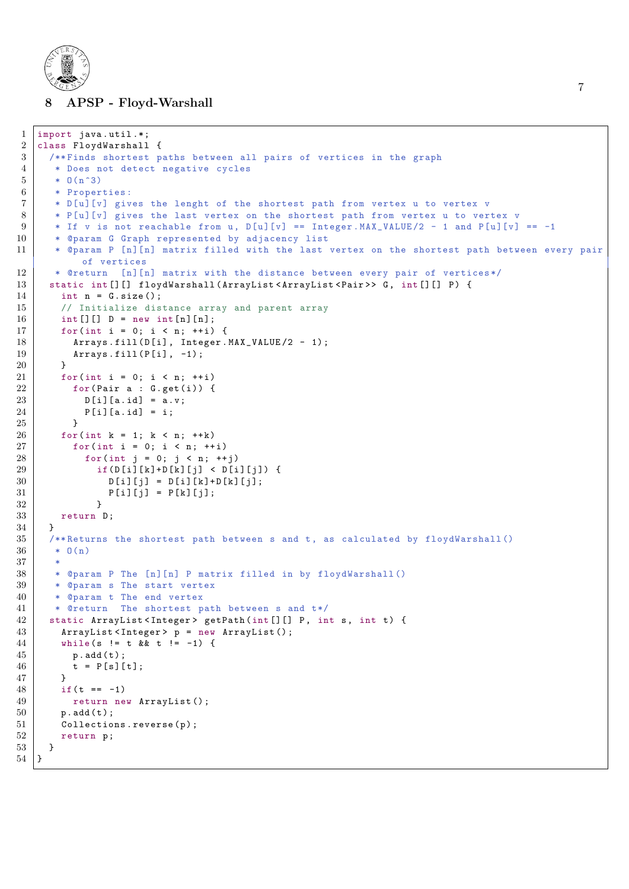## 8 APSP - Floyd-Warshall

```java
import java.util.*;
class FloydWarshall {
  /**Finds shortest paths between all pairs of vertices in the graph
   * Does not detect negative cycles
   * O(n^3)
   * Properties:
   * D[u][v] gives the lenght of the shortest path from vertex u to vertex v
   * P[u][v] gives the last vertex on the shortest path from vertex u to vertex v
   * If v is not reachable from u, D[u][v] == Integer.MAX_VALUE/2 - 1 and P[u][v] == -1
   * @param G Graph represented by adjacency list
   * @param P [n][n] matrix filled with the last vertex on the shortest path between every pair of vertices
   * @return  [n][n] matrix with the distance between every pair of vertices*/
  static int[][] floydWarshall(ArrayList<ArrayList<Pair>> G, int[][] P) {
    int n = G.size();
    // Initialize distance array and parent array
    int[][] D = new int[n][n];
    for(int i = 0; i < n; ++i) {
      Arrays.fill(D[i], Integer.MAX_VALUE/2 - 1);
      Arrays.fill(P[i], -1);
    }
    for(int i = 0; i < n; ++i)
      for(Pair a : G.get(i)) {
        D[i][a.id] = a.v;
        P[i][a.id] = i;
      }
    for(int k = 1; k < n; ++k)
      for(int i = 0; i < n; ++i)
        for(int j = 0; j < n; ++j)
          if(D[i][k]+D[k][j] < D[i][j]) {
            D[i][j] = D[i][k]+D[k][j];
            P[i][j] = P[k][j];
          }
    return D;
  }
  /**Returns the shortest path between s and t, as calculated by floydWarshall()
   * O(n)
   *
   * @param P The [n][n] P matrix filled in by floydWarshall()
   * @param s The start vertex
   * @param t The end vertex
   * @return  The shortest path between s and t*/
  static ArrayList<Integer> getPath(int[][] P, int s, int t) {
    ArrayList<Integer> p = new ArrayList();
    while(s != t && t != -1) {
      p.add(t);
      t = P[s][t];
    }
    if(t == -1)
      return new ArrayList();
    p.add(t);
    Collections.reverse(p);
    return p;
  }
}
```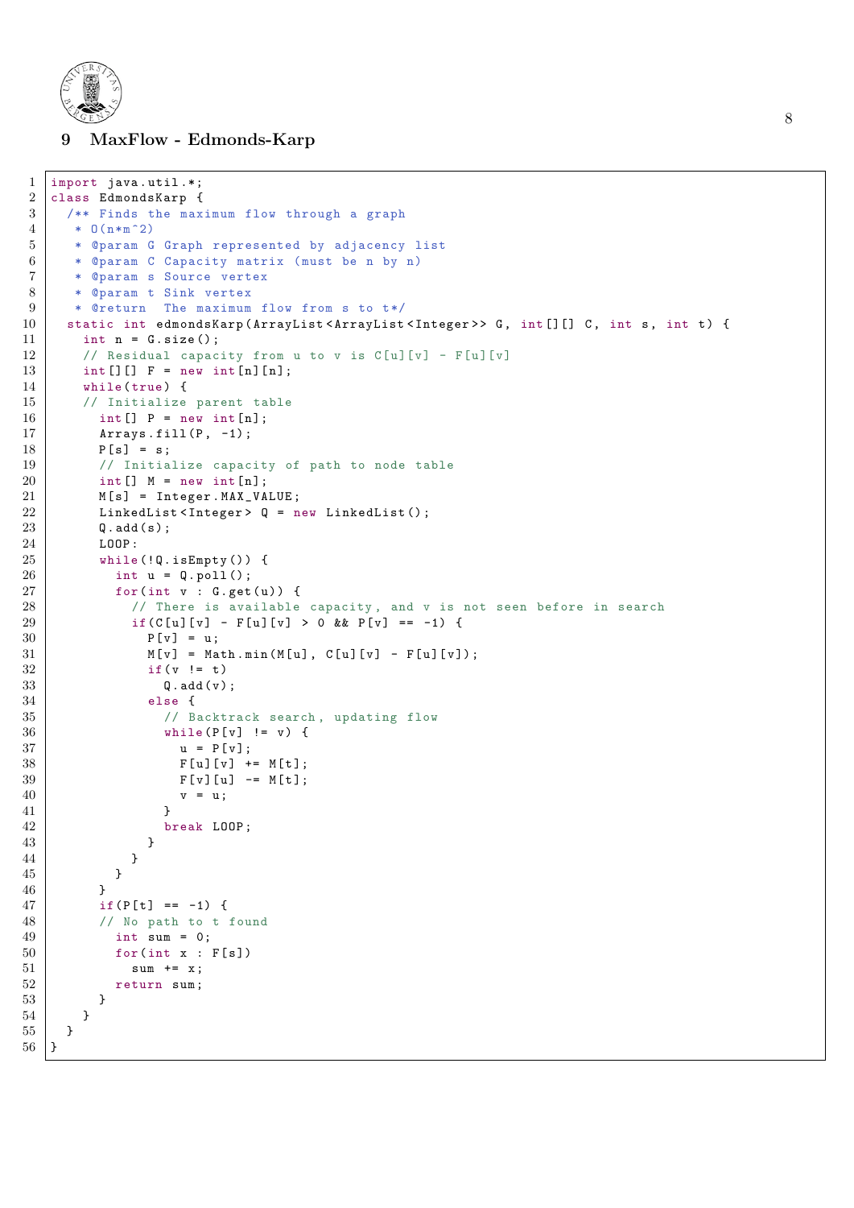## 9 MaxFlow - Edmonds-Karp

```java
import java.util.*;
class EdmondsKarp {
  /** Finds the maximum flow through a graph
   * O(n*m^2)
   * @param G Graph represented by adjacency list
   * @param C Capacity matrix (must be n by n)
   * @param s Source vertex
   * @param t Sink vertex
   * @return  The maximum flow from s to t*/
  static int edmondsKarp(ArrayList<ArrayList<Integer>> G, int[][] C, int s, int t) {
    int n = G.size();
    // Residual capacity from u to v is C[u][v] - F[u][v]
    int[][] F = new int[n][n];
    while(true) {
    // Initialize parent table
      int[] P = new int[n];
      Arrays.fill(P, -1);
      P[s] = s;
      // Initialize capacity of path to node table
      int[] M = new int[n];
      M[s] = Integer.MAX_VALUE;
      LinkedList<Integer> Q = new LinkedList();
      Q.add(s);
      LOOP:
      while(!Q.isEmpty()) {
        int u = Q.poll();
        for(int v : G.get(u)) {
          // There is available capacity, and v is not seen before in search
          if(C[u][v] - F[u][v] > 0 && P[v] == -1) {
            P[v] = u;
            M[v] = Math.min(M[u], C[u][v] - F[u][v]);
            if(v != t)
              Q.add(v);
            else {
              // Backtrack search, updating flow
              while(P[v] != v) {
                u = P[v];
                F[u][v] += M[t];
                F[v][u] -= M[t];
                v = u;
              }
              break LOOP;
            }
          }
        }
      }
      if(P[t] == -1) {
      // No path to t found
        int sum = 0;
        for(int x : F[s])
          sum += x;
        return sum;
      }
    }
  }
}
```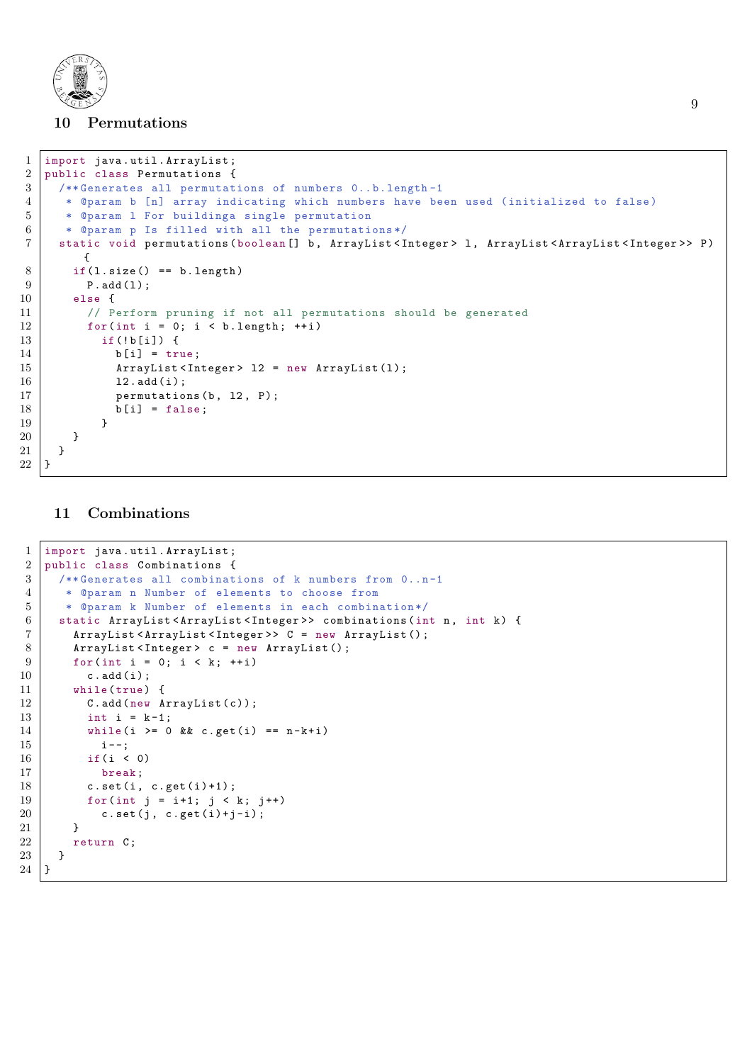## 10 Permutations

```java
import java.util.ArrayList;
public class Permutations {
  /**Generates all permutations of numbers 0..b.length-1
   * @param b [n] array indicating which numbers have been used (initialized to false)
   * @param l For buildinga single permutation
   * @param p Is filled with all the permutations*/
  static void permutations(boolean[] b, ArrayList<Integer> l, ArrayList<ArrayList<Integer>> P)
    {
    if(l.size() == b.length)
      P.add(l);
    else {
      // Perform pruning if not all permutations should be generated
      for(int i = 0; i < b.length; ++i)
        if(!b[i]) {
          b[i] = true;
          ArrayList<Integer> l2 = new ArrayList(l);
          l2.add(i);
          permutations(b, l2, P);
          b[i] = false;
        }
    }
  }
}
```

## 11 Combinations

```java
import java.util.ArrayList;
public class Combinations {
  /**Generates all combinations of k numbers from 0..n-1
   * @param n Number of elements to choose from
   * @param k Number of elements in each combination*/
  static ArrayList<ArrayList<Integer>> combinations(int n, int k) {
    ArrayList<ArrayList<Integer>> C = new ArrayList();
    ArrayList<Integer> c = new ArrayList();
    for(int i = 0; i < k; ++i)
      c.add(i);
    while(true) {
      C.add(new ArrayList(c));
      int i = k-1;
      while(i >= 0 && c.get(i) == n-k+i)
        i--;
      if(i < 0)
        break;
      c.set(i, c.get(i)+1);
      for(int j = i+1; j < k; j++)
        c.set(j, c.get(i)+j-i);
    }
    return C;
  }
}
```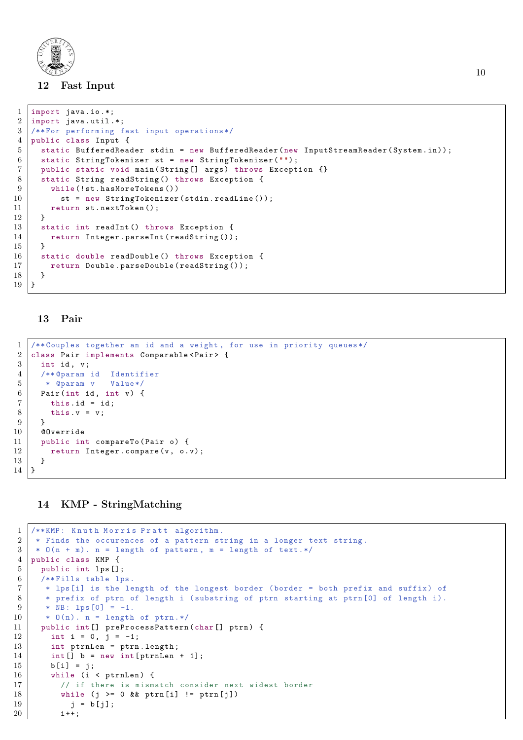## 12 Fast Input

```java
import java.io.*;
import java.util.*;
/**For performing fast input operations*/
public class Input {
  static BufferedReader stdin = new BufferedReader(new InputStreamReader(System.in));
  static StringTokenizer st = new StringTokenizer("");
  public static void main(String[] args) throws Exception {}
  static String readString() throws Exception {
    while(!st.hasMoreTokens())
      st = new StringTokenizer(stdin.readLine());
    return st.nextToken();
  }
  static int readInt() throws Exception {
    return Integer.parseInt(readString());
  }
  static double readDouble() throws Exception {
    return Double.parseDouble(readString());
  }
}
```

## 13 Pair

```java
/**Couples together an id and a weight, for use in priority queues*/
class Pair implements Comparable<Pair> {
  int id, v;
  /**@param id  Identifier
   * @param v   Value*/
  Pair(int id, int v) {
    this.id = id;
    this.v = v;
  }
  @Override
  public int compareTo(Pair o) {
    return Integer.compare(v, o.v);
  }
}
```

## 14 KMP - StringMatching

```java
/**KMP: Knuth Morris Pratt algorithm.
 * Finds the occurences of a pattern string in a longer text string.
 * O(n + m). n = length of pattern, m = length of text.*/
public class KMP {
  public int lps[];
  /**Fills table lps.
   * lps[i] is the length of the longest border (border = both prefix and suffix) of
   * prefix of ptrn of length i (substring of ptrn starting at ptrn[0] of length i).
   * NB: lps[0] = -1.
   * O(n). n = length of ptrn.*/
  public int[] preProcessPattern(char[] ptrn) {
    int i = 0, j = -1;
    int ptrnLen = ptrn.length;
    int[] b = new int[ptrnLen + 1];
    b[i] = j;
    while (i < ptrnLen) {
      // if there is mismatch consider next widest border
      while (j >= 0 && ptrn[i] != ptrn[j])
        j = b[j];
      i++;
```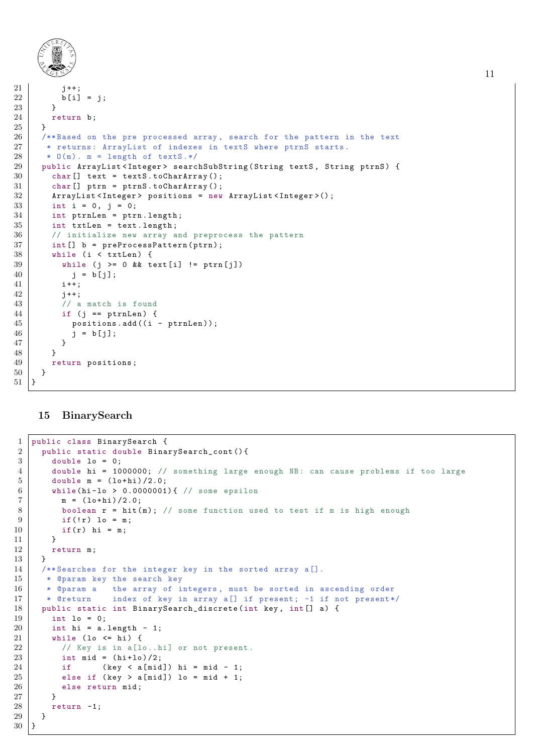```
      j++;
      b[i] = j;
    }
    return b;
  }
  /**Based on the pre processed array, search for the pattern in the text
   * returns: ArrayList of indexes in textS where ptrnS starts.
   * O(m). m = length of textS.*/
  public ArrayList<Integer> searchSubString(String textS, String ptrnS) {
    char[] text = textS.toCharArray();
    char[] ptrn = ptrnS.toCharArray();
    ArrayList<Integer> positions = new ArrayList<Integer>();
    int i = 0, j = 0;
    int ptrnLen = ptrn.length;
    int txtLen = text.length;
    // initialize new array and preprocess the pattern
    int[] b = preProcessPattern(ptrn);
    while (i < txtLen) {
      while (j >= 0 && text[i] != ptrn[j])
        j = b[j];
      i++;
      j++;
      // a match is found
      if (j == ptrnLen) {
        positions.add((i - ptrnLen));
        j = b[j];
      }
    }
    return positions;
  }
}
```

## 15 BinarySearch

```
public class BinarySearch {
  public static double BinarySearch_cont(){
    double lo = 0;
    double hi = 1000000; // something large enough NB: can cause problems if too large
    double m = (lo+hi)/2.0;
    while(hi-lo > 0.0000001){ // some epsilon
      m = (lo+hi)/2.0;
      boolean r = hit(m); // some function used to test if m is high enough
      if(!r) lo = m;
      if(r) hi = m;
    }
    return m;
  }
  /**Searches for the integer key in the sorted array a[].
   * @param key the search key
   * @param a   the array of integers, must be sorted in ascending order
   * @return    index of key in array a[] if present; -1 if not present*/
  public static int BinarySearch_discrete(int key, int[] a) {
    int lo = 0;
    int hi = a.length - 1;
    while (lo <= hi) {
      // Key is in a[lo..hi] or not present.
      int mid = (hi+lo)/2;
      if      (key < a[mid]) hi = mid - 1;
      else if (key > a[mid]) lo = mid + 1;
      else return mid;
    }
    return -1;
  }
}
```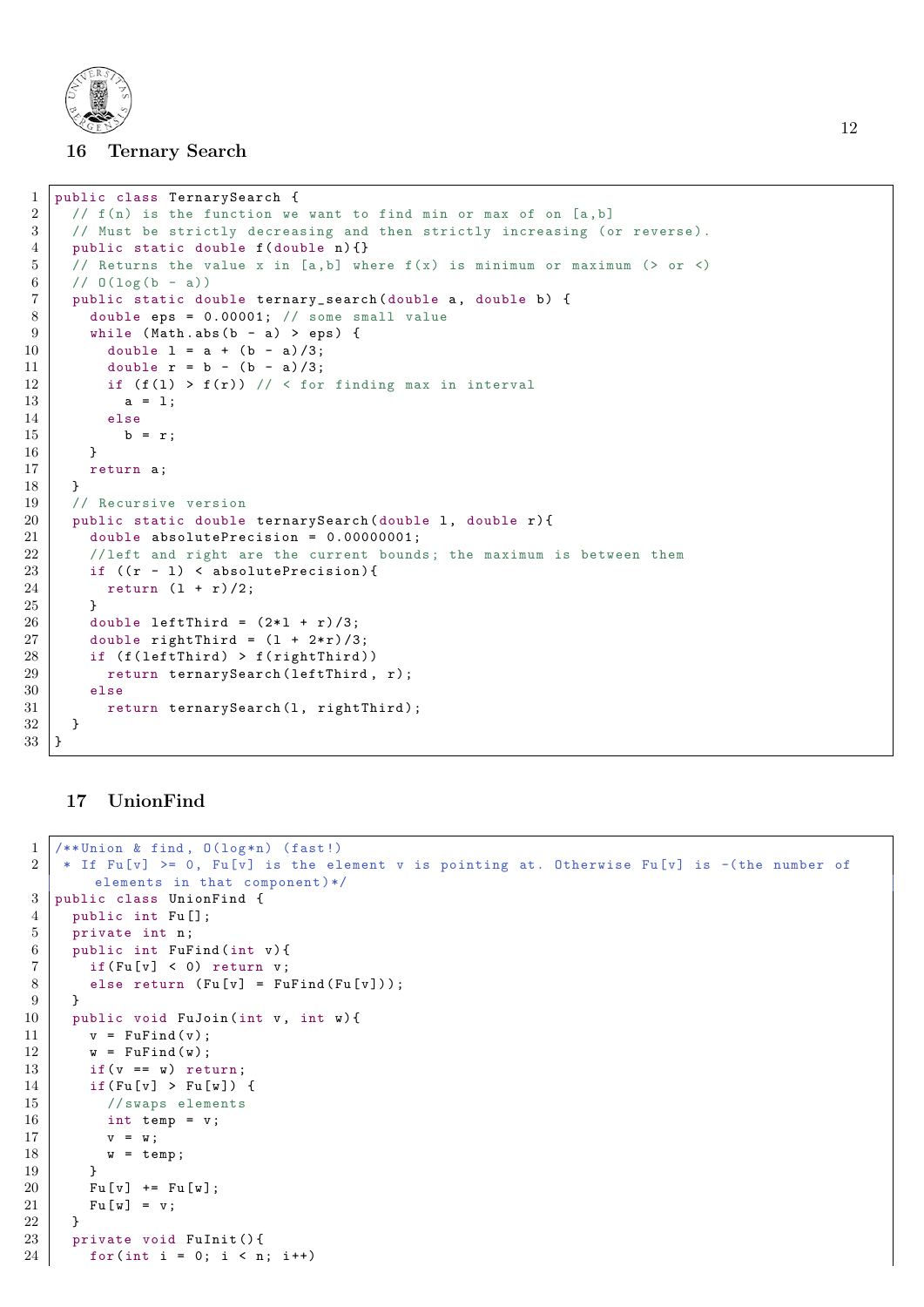## 16 Ternary Search

```java
public class TernarySearch {
  // f(n) is the function we want to find min or max of on [a,b]
  // Must be strictly decreasing and then strictly increasing (or reverse).
  public static double f(double n){}
  // Returns the value x in [a,b] where f(x) is minimum or maximum (> or <)
  // O(log(b - a))
  public static double ternary_search(double a, double b) {
    double eps = 0.00001; // some small value
    while (Math.abs(b - a) > eps) {
      double l = a + (b - a)/3;
      double r = b - (b - a)/3;
      if (f(l) > f(r)) // < for finding max in interval
        a = l;
      else
        b = r;
    }
    return a;
  }
  // Recursive version
  public static double ternarySearch(double l, double r){
    double absolutePrecision = 0.00000001;
    //left and right are the current bounds; the maximum is between them
    if ((r - l) < absolutePrecision){
      return (l + r)/2;
    }
    double leftThird = (2*l + r)/3;
    double rightThird = (l + 2*r)/3;
    if (f(leftThird) > f(rightThird))
      return ternarySearch(leftThird, r);
    else
      return ternarySearch(l, rightThird);
  }
}
```

## 17 UnionFind

```java
/**Union & find, O(log*n) (fast!)
 * If Fu[v] >= 0, Fu[v] is the element v is pointing at. Otherwise Fu[v] is -(the number of
     elements in that component)*/
public class UnionFind {
  public int Fu[];
  private int n;
  public int FuFind(int v){
    if(Fu[v] < 0) return v;
    else return (Fu[v] = FuFind(Fu[v]));
  }
  public void FuJoin(int v, int w){
    v = FuFind(v);
    w = FuFind(w);
    if(v == w) return;
    if(Fu[v] > Fu[w]) {
      //swaps elements
      int temp = v;
      v = w;
      w = temp;
    }
    Fu[v] += Fu[w];
    Fu[w] = v;
  }
  private void FuInit(){
    for(int i = 0; i < n; i++)
```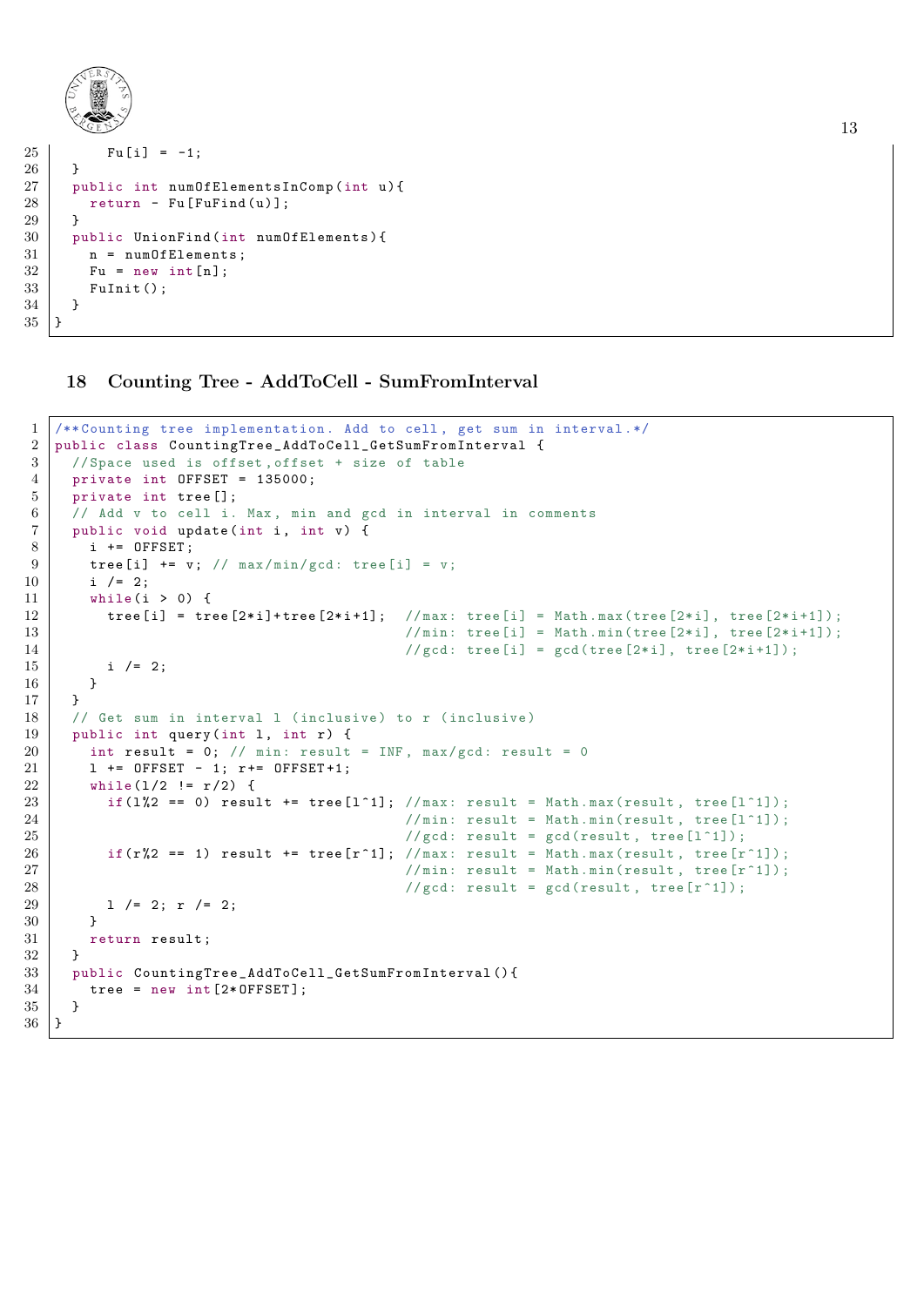```java
      Fu[i] = -1;
  }
  public int numOfElementsInComp(int u){
    return - Fu[FuFind(u)];
  }
  public UnionFind(int numOfElements){
    n = numOfElements;
    Fu = new int[n];
    FuInit();
  }
}
```

## 18 Counting Tree - AddToCell - SumFromInterval

```java
/**Counting tree implementation. Add to cell, get sum in interval.*/
public class CountingTree_AddToCell_GetSumFromInterval {
  //Space used is offset,offset + size of table
  private int OFFSET = 135000;
  private int tree[];
  // Add v to cell i. Max, min and gcd in interval in comments
  public void update(int i, int v) {
    i += OFFSET;
    tree[i] += v; // max/min/gcd: tree[i] = v;
    i /= 2;
    while(i > 0) {
      tree[i] = tree[2*i]+tree[2*i+1];  //max: tree[i] = Math.max(tree[2*i], tree[2*i+1]);
                                        //min: tree[i] = Math.min(tree[2*i], tree[2*i+1]);
                                        //gcd: tree[i] = gcd(tree[2*i], tree[2*i+1]);
      i /= 2;
    }
  }
  // Get sum in interval l (inclusive) to r (inclusive)
  public int query(int l, int r) {
    int result = 0; // min: result = INF, max/gcd: result = 0
    l += OFFSET - 1; r+= OFFSET+1;
    while(l/2 != r/2) {
      if(l%2 == 0) result += tree[l^1]; //max: result = Math.max(result, tree[l^1]);
                                        //min: result = Math.min(result, tree[l^1]);
                                        //gcd: result = gcd(result, tree[l^1]);
      if(r%2 == 1) result += tree[r^1]; //max: result = Math.max(result, tree[r^1]);
                                        //min: result = Math.min(result, tree[r^1]);
                                        //gcd: result = gcd(result, tree[r^1]);
      l /= 2; r /= 2;
    }
    return result;
  }
  public CountingTree_AddToCell_GetSumFromInterval(){
    tree = new int[2*OFFSET];
  }
}
```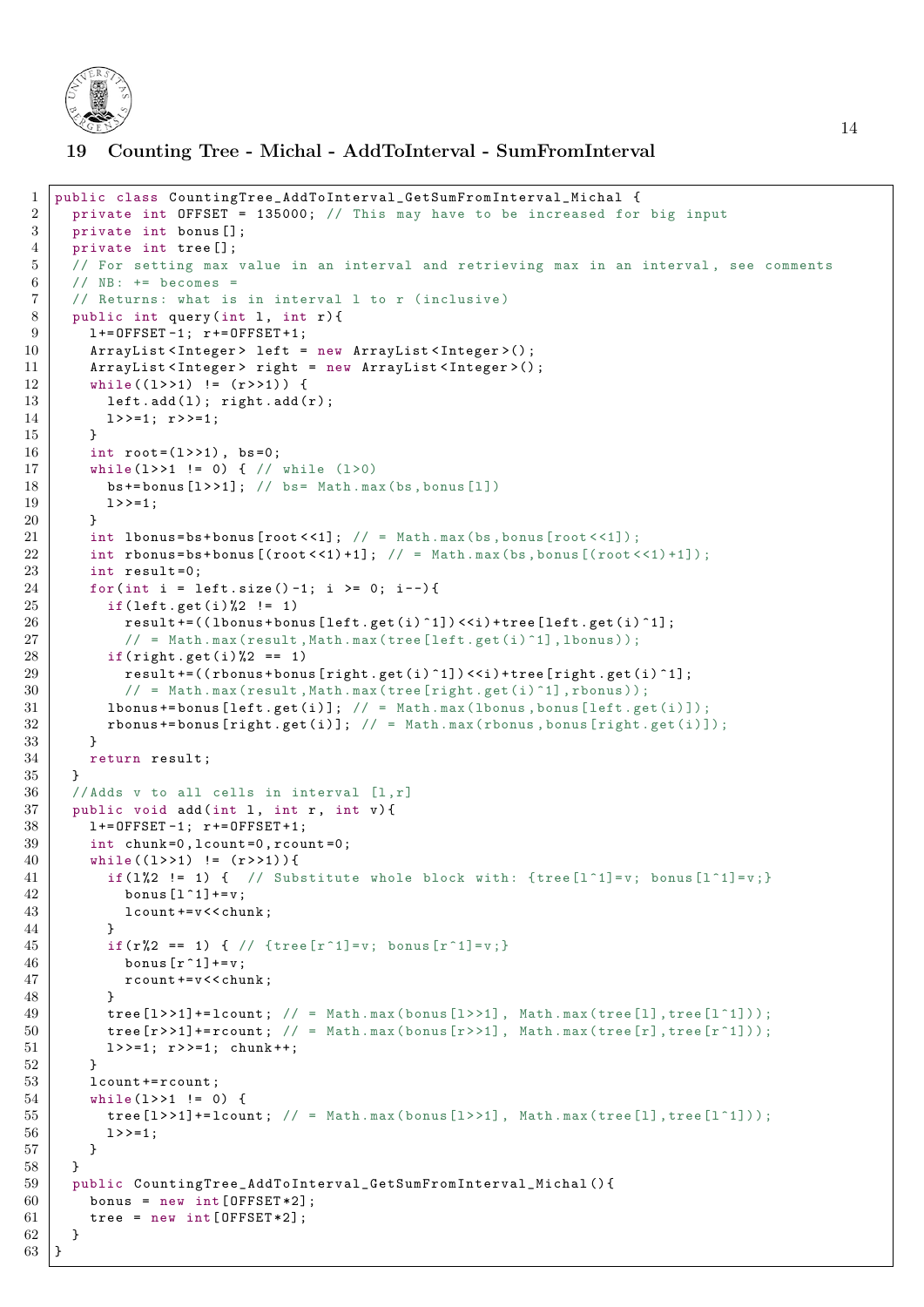## 19 Counting Tree - Michal - AddToInterval - SumFromInterval

```java
public class CountingTree_AddToInterval_GetSumFromInterval_Michal {
  private int OFFSET = 135000; // This may have to be increased for big input
  private int bonus[];
  private int tree[];
  // For setting max value in an interval and retrieving max in an interval, see comments
  // NB: += becomes =
  // Returns: what is in interval l to r (inclusive)
  public int query(int l, int r){
    l+=OFFSET-1; r+=OFFSET+1;
    ArrayList<Integer> left = new ArrayList<Integer>();
    ArrayList<Integer> right = new ArrayList<Integer>();
    while((l>>1) != (r>>1)) {
      left.add(l); right.add(r);
      l>>=1; r>>=1;
    }
    int root=(l>>1), bs=0;
    while(l>>1 != 0) { // while (l>0)
      bs+=bonus[l>>1]; // bs= Math.max(bs,bonus[l])
      l>>=1;
    }
    int lbonus=bs+bonus[root<<1]; // = Math.max(bs,bonus[root<<1]);
    int rbonus=bs+bonus[(root<<1)+1]; // = Math.max(bs,bonus[(root<<1)+1]);
    int result=0;
    for(int i = left.size()-1; i >= 0; i--){
      if(left.get(i)%2 != 1)
        result+=((lbonus+bonus[left.get(i)^1])<<i)+tree[left.get(i)^1];
        // = Math.max(result,Math.max(tree[left.get(i)^1],lbonus));
      if(right.get(i)%2 == 1)
        result+=((rbonus+bonus[right.get(i)^1])<<i)+tree[right.get(i)^1];
        // = Math.max(result,Math.max(tree[right.get(i)^1],rbonus));
      lbonus+=bonus[left.get(i)]; // = Math.max(lbonus,bonus[left.get(i)]);
      rbonus+=bonus[right.get(i)]; // = Math.max(rbonus,bonus[right.get(i)]);
    }
    return result;
  }
  //Adds v to all cells in interval [l,r]
  public void add(int l, int r, int v){
    l+=OFFSET-1; r+=OFFSET+1;
    int chunk=0,lcount=0,rcount=0;
    while((l>>1) != (r>>1)){
      if(l%2 != 1) {  // Substitute whole block with: {tree[l^1]=v; bonus[l^1]=v;}
        bonus[l^1]+=v;
        lcount+=v<<chunk;
      }
      if(r%2 == 1) { // {tree[r^1]=v; bonus[r^1]=v;}
        bonus[r^1]+=v;
        rcount+=v<<chunk;
      }
      tree[l>>1]+=lcount; // = Math.max(bonus[l>>1], Math.max(tree[l],tree[l^1]));
      tree[r>>1]+=rcount; // = Math.max(bonus[r>>1], Math.max(tree[r],tree[r^1]));
      l>>=1; r>>=1; chunk++;
    }
    lcount+=rcount;
    while(l>>1 != 0) {
      tree[l>>1]+=lcount; // = Math.max(bonus[l>>1], Math.max(tree[l],tree[l^1]));
      l>>=1;
    }
  }
  public CountingTree_AddToInterval_GetSumFromInterval_Michal(){
    bonus = new int[OFFSET*2];
    tree = new int[OFFSET*2];
  }
}
```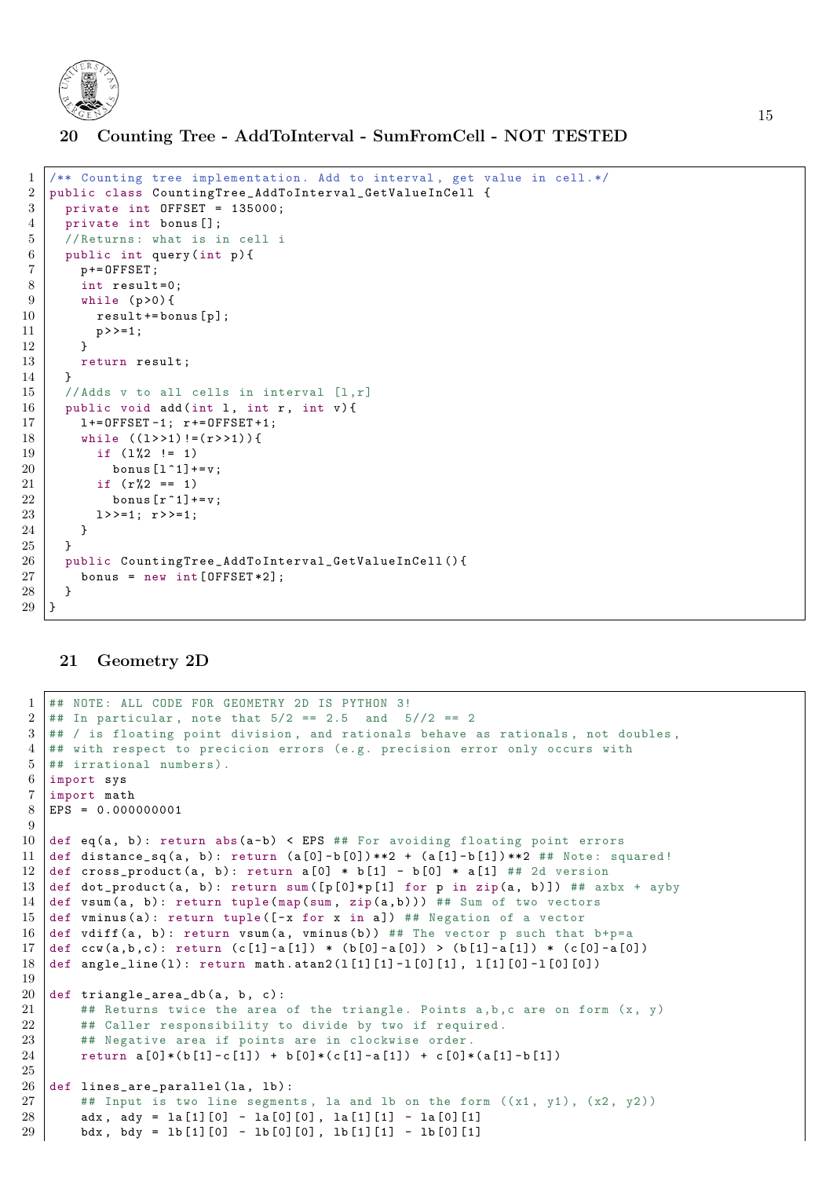## 20 Counting Tree - AddToInterval - SumFromCell - NOT TESTED

```java
/** Counting tree implementation. Add to interval, get value in cell.*/
public class CountingTree_AddToInterval_GetValueInCell {
  private int OFFSET = 135000;
  private int bonus[];
  //Returns: what is in cell i
  public int query(int p){
    p+=OFFSET;
    int result=0;
    while (p>0){
      result+=bonus[p];
      p>>=1;
    }
    return result;
  }
  //Adds v to all cells in interval [l,r]
  public void add(int l, int r, int v){
    l+=OFFSET-1; r+=OFFSET+1;
    while ((l>>1)!=(r>>1)){
      if (l%2 != 1)
        bonus[l^1]+=v;
      if (r%2 == 1)
        bonus[r^1]+=v;
      l>>=1; r>>=1;
    }
  }
  public CountingTree_AddToInterval_GetValueInCell(){
    bonus = new int[OFFSET*2];
  }
}
```

## 21 Geometry 2D

```python
## NOTE: ALL CODE FOR GEOMETRY 2D IS PYTHON 3!
## In particular, note that 5/2 == 2.5  and  5//2 == 2
## / is floating point division, and rationals behave as rationals, not doubles,
## with respect to precicion errors (e.g. precision error only occurs with
## irrational numbers).
import sys
import math
EPS = 0.000000001

def eq(a, b): return abs(a-b) < EPS ## For avoiding floating point errors
def distance_sq(a, b): return (a[0]-b[0])**2 + (a[1]-b[1])**2 ## Note: squared!
def cross_product(a, b): return a[0] * b[1] - b[0] * a[1] ## 2d version
def dot_product(a, b): return sum([p[0]*p[1] for p in zip(a, b)]) ## axbx + ayby
def vsum(a, b): return tuple(map(sum, zip(a,b))) ## Sum of two vectors
def vminus(a): return tuple([-x for x in a]) ## Negation of a vector
def vdiff(a, b): return vsum(a, vminus(b)) ## The vector p such that b+p=a
def ccw(a,b,c): return (c[1]-a[1]) * (b[0]-a[0]) > (b[1]-a[1]) * (c[0]-a[0])
def angle_line(l): return math.atan2(l[1][1]-l[0][1], l[1][0]-l[0][0])

def triangle_area_db(a, b, c):
    ## Returns twice the area of the triangle. Points a,b,c are on form (x, y)
    ## Caller responsibility to divide by two if required.
    ## Negative area if points are in clockwise order.
    return a[0]*(b[1]-c[1]) + b[0]*(c[1]-a[1]) + c[0]*(a[1]-b[1])

def lines_are_parallel(la, lb):
    ## Input is two line segments, la and lb on the form ((x1, y1), (x2, y2))
    adx, ady = la[1][0] - la[0][0], la[1][1] - la[0][1]
    bdx, bdy = lb[1][0] - lb[0][0], lb[1][1] - lb[0][1]
```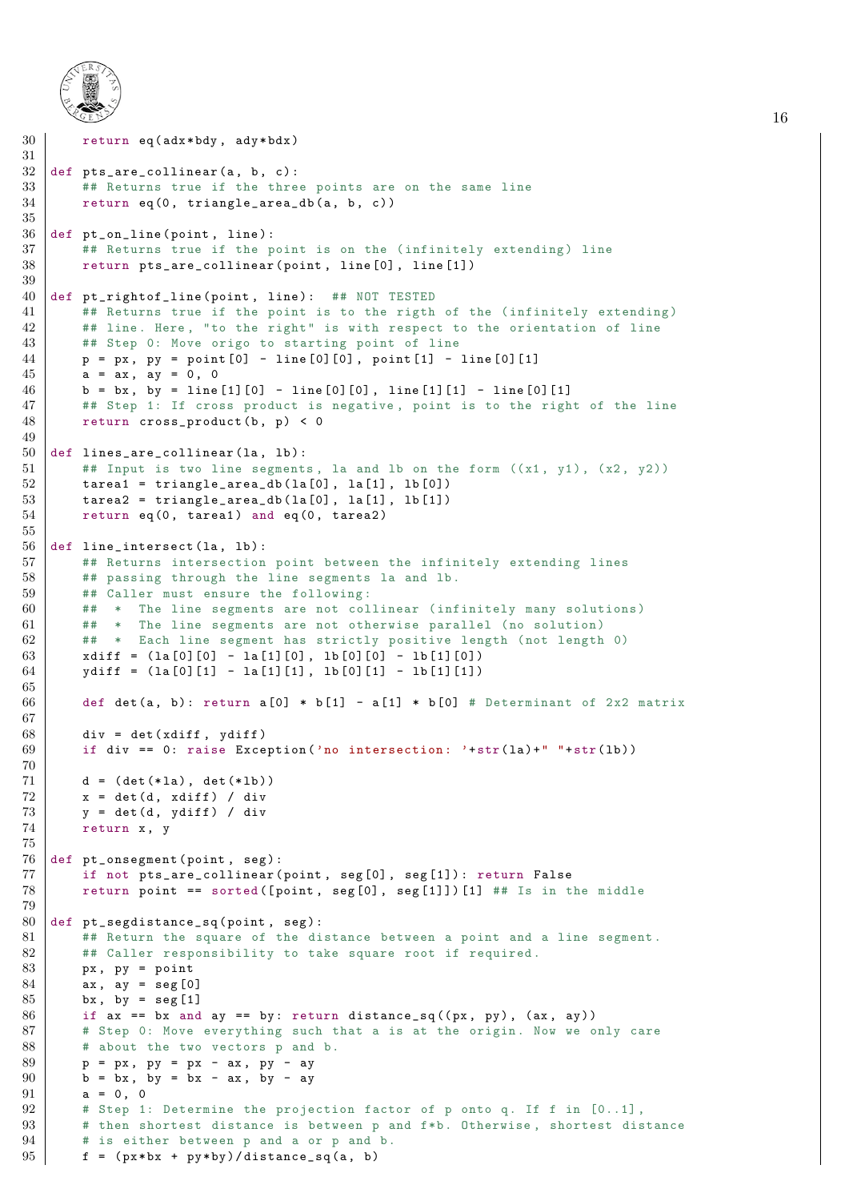```python
    return eq(adx*bdy, ady*bdx)

def pts_are_collinear(a, b, c):
    ## Returns true if the three points are on the same line
    return eq(0, triangle_area_db(a, b, c))

def pt_on_line(point, line):
    ## Returns true if the point is on the (infinitely extending) line
    return pts_are_collinear(point, line[0], line[1])

def pt_rightof_line(point, line):  ## NOT TESTED
    ## Returns true if the point is to the rigth of the (infinitely extending)
    ## line. Here, "to the right" is with respect to the orientation of line
    ## Step 0: Move origo to starting point of line
    p = px, py = point[0] - line[0][0], point[1] - line[0][1]
    a = ax, ay = 0, 0
    b = bx, by = line[1][0] - line[0][0], line[1][1] - line[0][1]
    ## Step 1: If cross product is negative, point is to the right of the line
    return cross_product(b, p) < 0

def lines_are_collinear(la, lb):
    ## Input is two line segments, la and lb on the form ((x1, y1), (x2, y2))
    tarea1 = triangle_area_db(la[0], la[1], lb[0])
    tarea2 = triangle_area_db(la[0], la[1], lb[1])
    return eq(0, tarea1) and eq(0, tarea2)

def line_intersect(la, lb):
    ## Returns intersection point between the infinitely extending lines
    ## passing through the line segments la and lb.
    ## Caller must ensure the following:
    ##  *  The line segments are not collinear (infinitely many solutions)
    ##  *  The line segments are not otherwise parallel (no solution)
    ##  *  Each line segment has strictly positive length (not length 0)
    xdiff = (la[0][0] - la[1][0], lb[0][0] - lb[1][0])
    ydiff = (la[0][1] - la[1][1], lb[0][1] - lb[1][1])

    def det(a, b): return a[0] * b[1] - a[1] * b[0] # Determinant of 2x2 matrix

    div = det(xdiff, ydiff)
    if div == 0: raise Exception('no intersection: '+str(la)+" "+str(lb))

    d = (det(*la), det(*lb))
    x = det(d, xdiff) / div
    y = det(d, ydiff) / div
    return x, y

def pt_onsegment(point, seg):
    if not pts_are_collinear(point, seg[0], seg[1]): return False
    return point == sorted([point, seg[0], seg[1]])[1] ## Is in the middle

def pt_segdistance_sq(point, seg):
    ## Return the square of the distance between a point and a line segment.
    ## Caller responsibility to take square root if required.
    px, py = point
    ax, ay = seg[0]
    bx, by = seg[1]
    if ax == bx and ay == by: return distance_sq((px, py), (ax, ay))
    # Step 0: Move everything such that a is at the origin. Now we only care
    # about the two vectors p and b.
    p = px, py = px - ax, py - ay
    b = bx, by = bx - ax, by - ay
    a = 0, 0
    # Step 1: Determine the projection factor of p onto q. If f in [0..1],
    # then shortest distance is between p and f*b. Otherwise, shortest distance
    # is either between p and a or p and b.
    f = (px*bx + py*by)/distance_sq(a, b)
```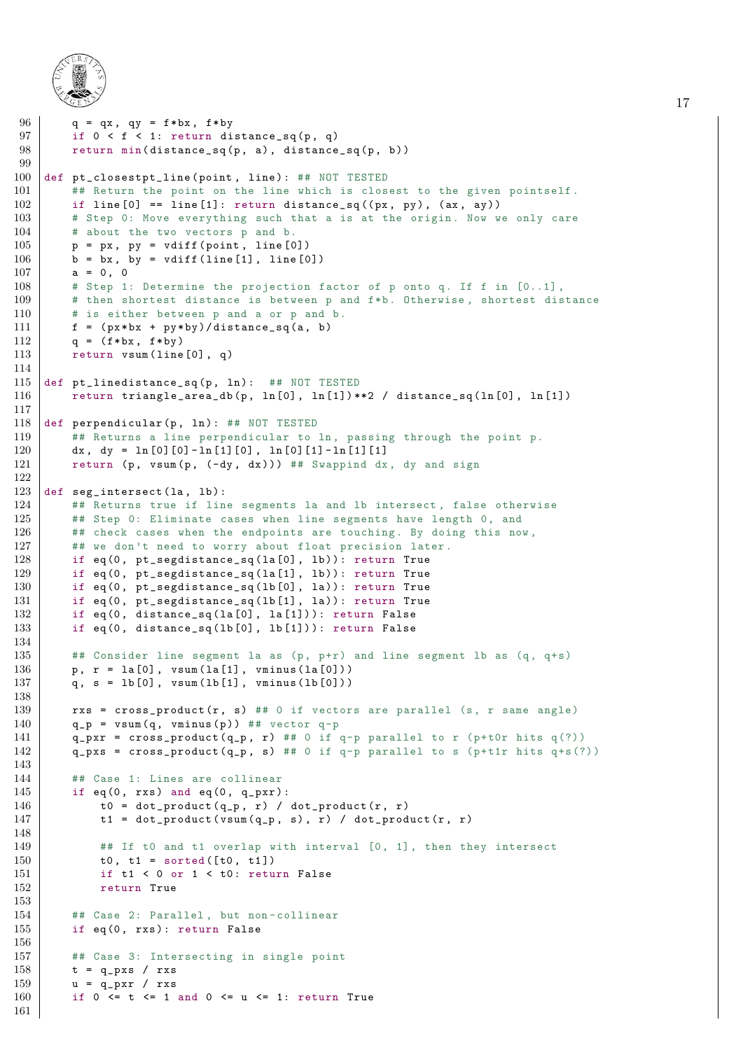```
    q = qx, qy = f*bx, f*by
    if 0 < f < 1: return distance_sq(p, q)
    return min(distance_sq(p, a), distance_sq(p, b))

def pt_closestpt_line(point, line): ## NOT TESTED
    ## Return the point on the line which is closest to the given pointself.
    if line[0] == line[1]: return distance_sq((px, py), (ax, ay))
    # Step 0: Move everything such that a is at the origin. Now we only care
    # about the two vectors p and b.
    p = px, py = vdiff(point, line[0])
    b = bx, by = vdiff(line[1], line[0])
    a = 0, 0
    # Step 1: Determine the projection factor of p onto q. If f in [0..1],
    # then shortest distance is between p and f*b. Otherwise, shortest distance
    # is either between p and a or p and b.
    f = (px*bx + py*by)/distance_sq(a, b)
    q = (f*bx, f*by)
    return vsum(line[0], q)

def pt_linedistance_sq(p, ln):  ## NOT TESTED
    return triangle_area_db(p, ln[0], ln[1])**2 / distance_sq(ln[0], ln[1])

def perpendicular(p, ln): ## NOT TESTED
    ## Returns a line perpendicular to ln, passing through the point p.
    dx, dy = ln[0][0]-ln[1][0], ln[0][1]-ln[1][1]
    return (p, vsum(p, (-dy, dx))) ## Swappind dx, dy and sign

def seg_intersect(la, lb):
    ## Returns true if line segments la and lb intersect, false otherwise
    ## Step 0: Eliminate cases when line segments have length 0, and
    ## check cases when the endpoints are touching. By doing this now,
    ## we don't need to worry about float precision later.
    if eq(0, pt_segdistance_sq(la[0], lb)): return True
    if eq(0, pt_segdistance_sq(la[1], lb)): return True
    if eq(0, pt_segdistance_sq(lb[0], la)): return True
    if eq(0, pt_segdistance_sq(lb[1], la)): return True
    if eq(0, distance_sq(la[0], la[1])): return False
    if eq(0, distance_sq(lb[0], lb[1])): return False

    ## Consider line segment la as (p, p+r) and line segment lb as (q, q+s)
    p, r = la[0], vsum(la[1], vminus(la[0]))
    q, s = lb[0], vsum(lb[1], vminus(lb[0]))

    rxs = cross_product(r, s) ## 0 if vectors are parallel (s, r same angle)
    q_p = vsum(q, vminus(p)) ## vector q-p
    q_pxr = cross_product(q_p, r) ## 0 if q-p parallel to r (p+t0r hits q(?))
    q_pxs = cross_product(q_p, s) ## 0 if q-p parallel to s (p+t1r hits q+s(?))

    ## Case 1: Lines are collinear
    if eq(0, rxs) and eq(0, q_pxr):
        t0 = dot_product(q_p, r) / dot_product(r, r)
        t1 = dot_product(vsum(q_p, s), r) / dot_product(r, r)

        ## If t0 and t1 overlap with interval [0, 1], then they intersect
        t0, t1 = sorted([t0, t1])
        if t1 < 0 or 1 < t0: return False
        return True

    ## Case 2: Parallel, but non-collinear
    if eq(0, rxs): return False

    ## Case 3: Intersecting in single point
    t = q_pxs / rxs
    u = q_pxr / rxs
    if 0 <= t <= 1 and 0 <= u <= 1: return True
```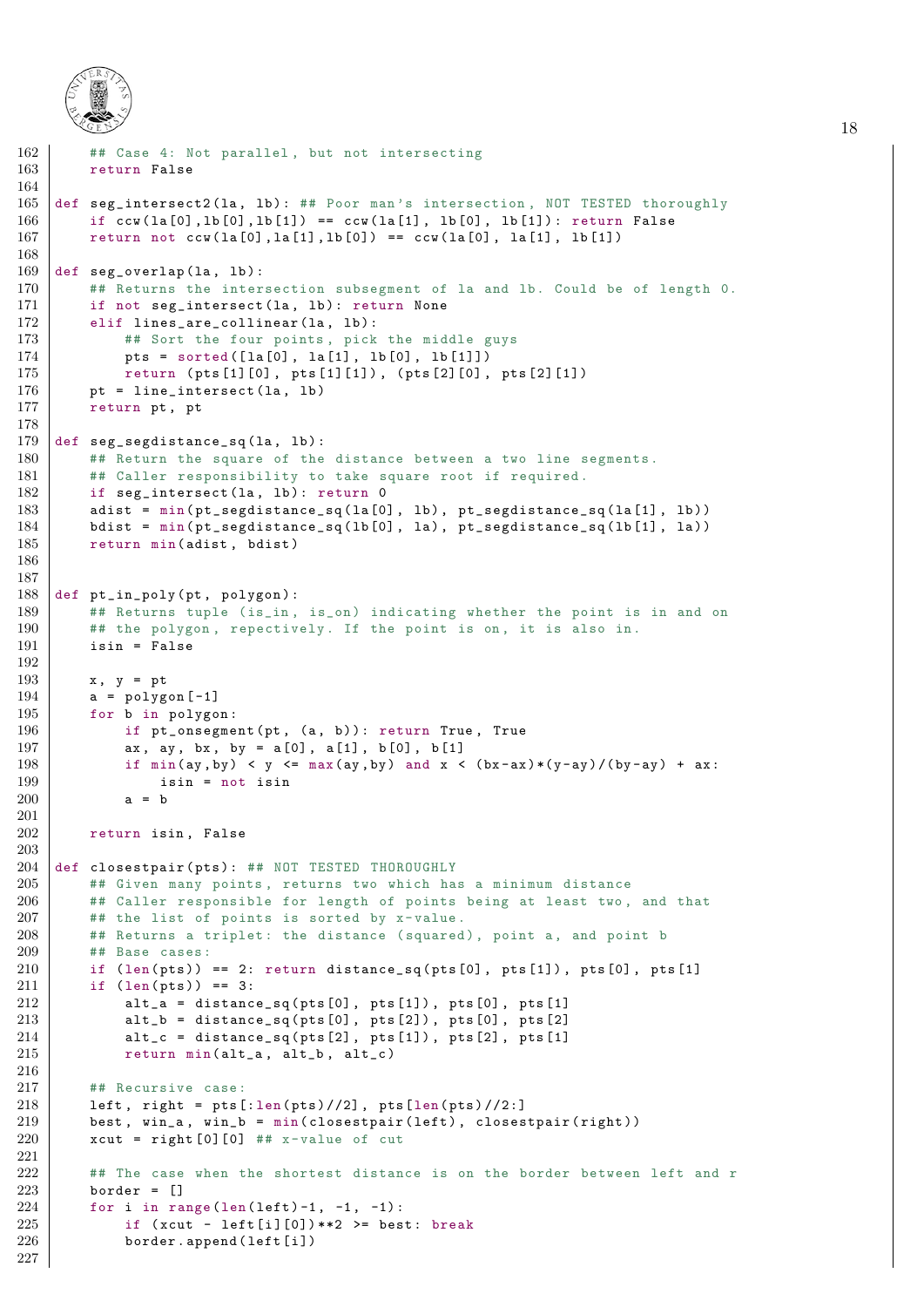```
    ## Case 4: Not parallel, but not intersecting
    return False

def seg_intersect2(la, lb): ## Poor man's intersection, NOT TESTED thoroughly
    if ccw(la[0],lb[0],lb[1]) == ccw(la[1], lb[0], lb[1]): return False
    return not ccw(la[0],la[1],lb[0]) == ccw(la[0], la[1], lb[1])

def seg_overlap(la, lb):
    ## Returns the intersection subsegment of la and lb. Could be of length 0.
    if not seg_intersect(la, lb): return None
    elif lines_are_collinear(la, lb):
        ## Sort the four points, pick the middle guys
        pts = sorted([la[0], la[1], lb[0], lb[1]])
        return (pts[1][0], pts[1][1]), (pts[2][0], pts[2][1])
    pt = line_intersect(la, lb)
    return pt, pt

def seg_segdistance_sq(la, lb):
    ## Return the square of the distance between a two line segments.
    ## Caller responsibility to take square root if required.
    if seg_intersect(la, lb): return 0
    adist = min(pt_segdistance_sq(la[0], lb), pt_segdistance_sq(la[1], lb))
    bdist = min(pt_segdistance_sq(lb[0], la), pt_segdistance_sq(lb[1], la))
    return min(adist, bdist)


def pt_in_poly(pt, polygon):
    ## Returns tuple (is_in, is_on) indicating whether the point is in and on
    ## the polygon, repectively. If the point is on, it is also in.
    isin = False

    x, y = pt
    a = polygon[-1]
    for b in polygon:
        if pt_onsegment(pt, (a, b)): return True, True
        ax, ay, bx, by = a[0], a[1], b[0], b[1]
        if min(ay,by) < y <= max(ay,by) and x < (bx-ax)*(y-ay)/(by-ay) + ax:
            isin = not isin
        a = b

    return isin, False

def closestpair(pts): ## NOT TESTED THOROUGHLY
    ## Given many points, returns two which has a minimum distance
    ## Caller responsible for length of points being at least two, and that
    ## the list of points is sorted by x-value.
    ## Returns a triplet: the distance (squared), point a, and point b
    ## Base cases:
    if (len(pts)) == 2: return distance_sq(pts[0], pts[1]), pts[0], pts[1]
    if (len(pts)) == 3:
        alt_a = distance_sq(pts[0], pts[1]), pts[0], pts[1]
        alt_b = distance_sq(pts[0], pts[2]), pts[0], pts[2]
        alt_c = distance_sq(pts[2], pts[1]), pts[2], pts[1]
        return min(alt_a, alt_b, alt_c)

    ## Recursive case:
    left, right = pts[:len(pts)//2], pts[len(pts)//2:]
    best, win_a, win_b = min(closestpair(left), closestpair(right))
    xcut = right[0][0] ## x-value of cut

    ## The case when the shortest distance is on the border between left and r
    border = []
    for i in range(len(left)-1, -1, -1):
        if (xcut - left[i][0])**2 >= best: break
        border.append(left[i])
```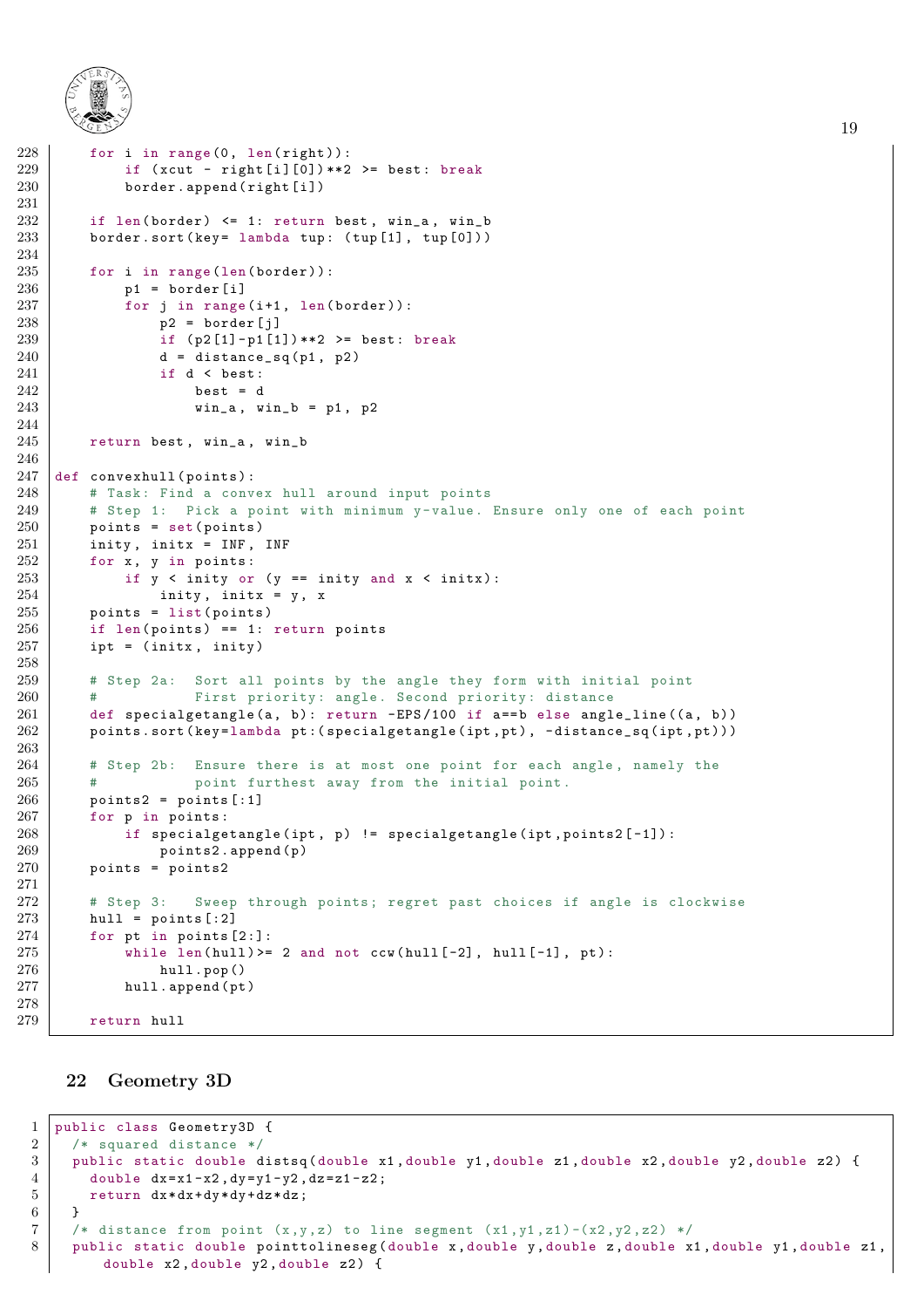```python
    for i in range(0, len(right)):
        if (xcut - right[i][0])**2 >= best: break
        border.append(right[i])

    if len(border) <= 1: return best, win_a, win_b
    border.sort(key= lambda tup: (tup[1], tup[0]))

    for i in range(len(border)):
        p1 = border[i]
        for j in range(i+1, len(border)):
            p2 = border[j]
            if (p2[1]-p1[1])**2 >= best: break
            d = distance_sq(p1, p2)
            if d < best:
                best = d
                win_a, win_b = p1, p2

    return best, win_a, win_b

def convexhull(points):
    # Task: Find a convex hull around input points
    # Step 1:  Pick a point with minimum y-value. Ensure only one of each point
    points = set(points)
    inity, initx = INF, INF
    for x, y in points:
        if y < inity or (y == inity and x < initx):
            inity, initx = y, x
    points = list(points)
    if len(points) == 1: return points
    ipt = (initx, inity)

    # Step 2a:  Sort all points by the angle they form with initial point
    #           First priority: angle. Second priority: distance
    def specialgetangle(a, b): return -EPS/100 if a==b else angle_line((a, b))
    points.sort(key=lambda pt:(specialgetangle(ipt,pt), -distance_sq(ipt,pt)))

    # Step 2b:  Ensure there is at most one point for each angle, namely the
    #           point furthest away from the initial point.
    points2 = points[:1]
    for p in points:
        if specialgetangle(ipt, p) != specialgetangle(ipt,points2[-1]):
            points2.append(p)
    points = points2

    # Step 3:   Sweep through points; regret past choices if angle is clockwise
    hull = points[:2]
    for pt in points[2:]:
        while len(hull)>= 2 and not ccw(hull[-2], hull[-1], pt):
            hull.pop()
        hull.append(pt)

    return hull
```

## 22 Geometry 3D

```java
public class Geometry3D {
  /* squared distance */
  public static double distsq(double x1,double y1,double z1,double x2,double y2,double z2) {
    double dx=x1-x2,dy=y1-y2,dz=z1-z2;
    return dx*dx+dy*dy+dz*dz;
  }
  /* distance from point (x,y,z) to line segment (x1,y1,z1)-(x2,y2,z2) */
  public static double pointtolineseg(double x,double y,double z,double x1,double y1,double z1,
      double x2,double y2,double z2) {
```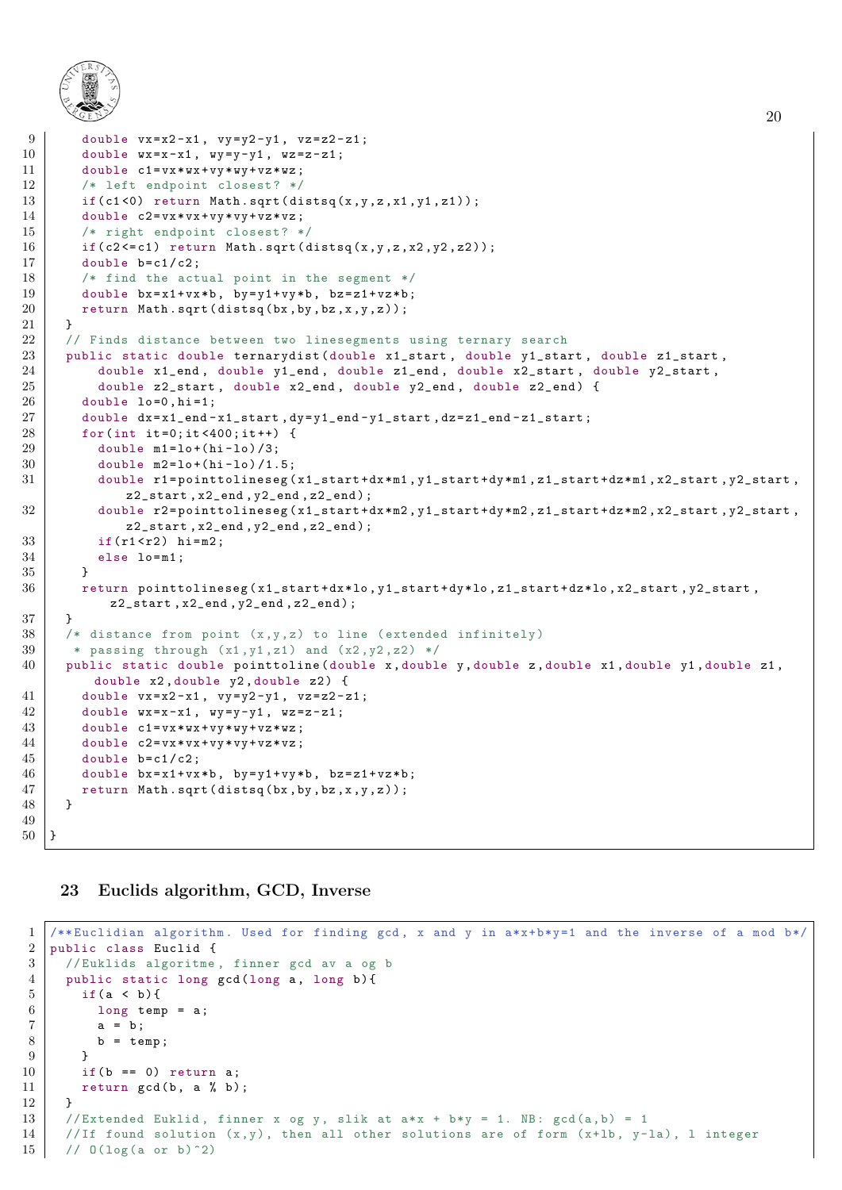```java
    double vx=x2-x1, vy=y2-y1, vz=z2-z1;
    double wx=x-x1, wy=y-y1, wz=z-z1;
    double c1=vx*wx+vy*wy+vz*wz;
    /* left endpoint closest? */
    if(c1<0) return Math.sqrt(distsq(x,y,z,x1,y1,z1));
    double c2=vx*vx+vy*vy+vz*vz;
    /* right endpoint closest? */
    if(c2<=c1) return Math.sqrt(distsq(x,y,z,x2,y2,z2));
    double b=c1/c2;
    /* find the actual point in the segment */
    double bx=x1+vx*b, by=y1+vy*b, bz=z1+vz*b;
    return Math.sqrt(distsq(bx,by,bz,x,y,z));
  }
  // Finds distance between two linesegments using ternary search
  public static double ternarydist(double x1_start, double y1_start, double z1_start,
      double x1_end, double y1_end, double z1_end, double x2_start, double y2_start,
      double z2_start, double x2_end, double y2_end, double z2_end) {
    double lo=0,hi=1;
    double dx=x1_end-x1_start,dy=y1_end-y1_start,dz=z1_end-z1_start;
    for(int it=0;it<400;it++) {
      double m1=lo+(hi-lo)/3;
      double m2=lo+(hi-lo)/1.5;
      double r1=pointtolineseg(x1_start+dx*m1,y1_start+dy*m1,z1_start+dz*m1,x2_start,y2_start,
          z2_start,x2_end,y2_end,z2_end);
      double r2=pointtolineseg(x1_start+dx*m2,y1_start+dy*m2,z1_start+dz*m2,x2_start,y2_start,
          z2_start,x2_end,y2_end,z2_end);
      if(r1<r2) hi=m2;
      else lo=m1;
    }
    return pointtolineseg(x1_start+dx*lo,y1_start+dy*lo,z1_start+dz*lo,x2_start,y2_start,
        z2_start,x2_end,y2_end,z2_end);
  }
  /* distance from point (x,y,z) to line (extended infinitely)
   * passing through (x1,y1,z1) and (x2,y2,z2) */
  public static double pointtoline(double x,double y,double z,double x1,double y1,double z1,
      double x2,double y2,double z2) {
    double vx=x2-x1, vy=y2-y1, vz=z2-z1;
    double wx=x-x1, wy=y-y1, wz=z-z1;
    double c1=vx*wx+vy*wy+vz*wz;
    double c2=vx*vx+vy*vy+vz*vz;
    double b=c1/c2;
    double bx=x1+vx*b, by=y1+vy*b, bz=z1+vz*b;
    return Math.sqrt(distsq(bx,by,bz,x,y,z));
  }

}
```

## 23 Euclids algorithm, GCD, Inverse

```java
/**Euclidian algorithm. Used for finding gcd, x and y in a*x+b*y=1 and the inverse of a mod b*/
public class Euclid {
  //Euklids algoritme, finner gcd av a og b
  public static long gcd(long a, long b){
    if(a < b){
      long temp = a;
      a = b;
      b = temp;
    }
    if(b == 0) return a;
    return gcd(b, a % b);
  }
  //Extended Euklid, finner x og y, slik at a*x + b*y = 1. NB: gcd(a,b) = 1
  //If found solution (x,y), then all other solutions are of form (x+lb, y-la), l integer
  // O(log(a or b)^2)
```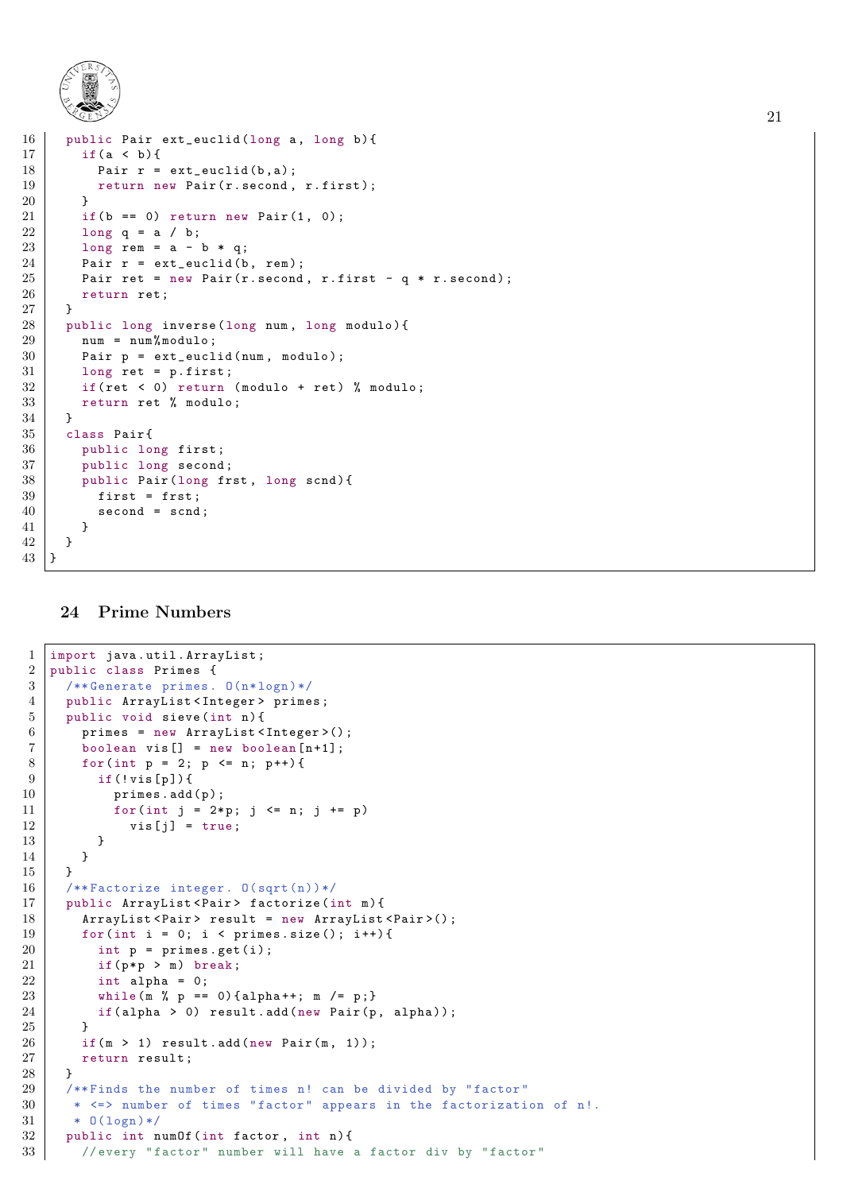```java
  public Pair ext_euclid(long a, long b){
    if(a < b){
      Pair r = ext_euclid(b,a);
      return new Pair(r.second, r.first);
    }
    if(b == 0) return new Pair(1, 0);
    long q = a / b;
    long rem = a - b * q;
    Pair r = ext_euclid(b, rem);
    Pair ret = new Pair(r.second, r.first - q * r.second);
    return ret;
  }
  public long inverse(long num, long modulo){
    num = num%modulo;
    Pair p = ext_euclid(num, modulo);
    long ret = p.first;
    if(ret < 0) return (modulo + ret) % modulo;
    return ret % modulo;
  }
  class Pair{
    public long first;
    public long second;
    public Pair(long frst, long scnd){
      first = frst;
      second = scnd;
    }
  }
}
```

## 24 Prime Numbers

```java
import java.util.ArrayList;
public class Primes {
  /**Generate primes. O(n*logn)*/
  public ArrayList<Integer> primes;
  public void sieve(int n){
    primes = new ArrayList<Integer>();
    boolean vis[] = new boolean[n+1];
    for(int p = 2; p <= n; p++){
      if(!vis[p]){
        primes.add(p);
        for(int j = 2*p; j <= n; j += p)
          vis[j] = true;
      }
    }
  }
  /**Factorize integer. O(sqrt(n))*/
  public ArrayList<Pair> factorize(int m){
    ArrayList<Pair> result = new ArrayList<Pair>();
    for(int i = 0; i < primes.size(); i++){
      int p = primes.get(i);
      if(p*p > m) break;
      int alpha = 0;
      while(m % p == 0){alpha++; m /= p;}
      if(alpha > 0) result.add(new Pair(p, alpha));
    }
    if(m > 1) result.add(new Pair(m, 1));
    return result;
  }
  /**Finds the number of times n! can be divided by "factor"
   * <=> number of times "factor" appears in the factorization of n!.
   * O(logn)*/
  public int numOf(int factor, int n){
    //every "factor" number will have a factor div by "factor"
```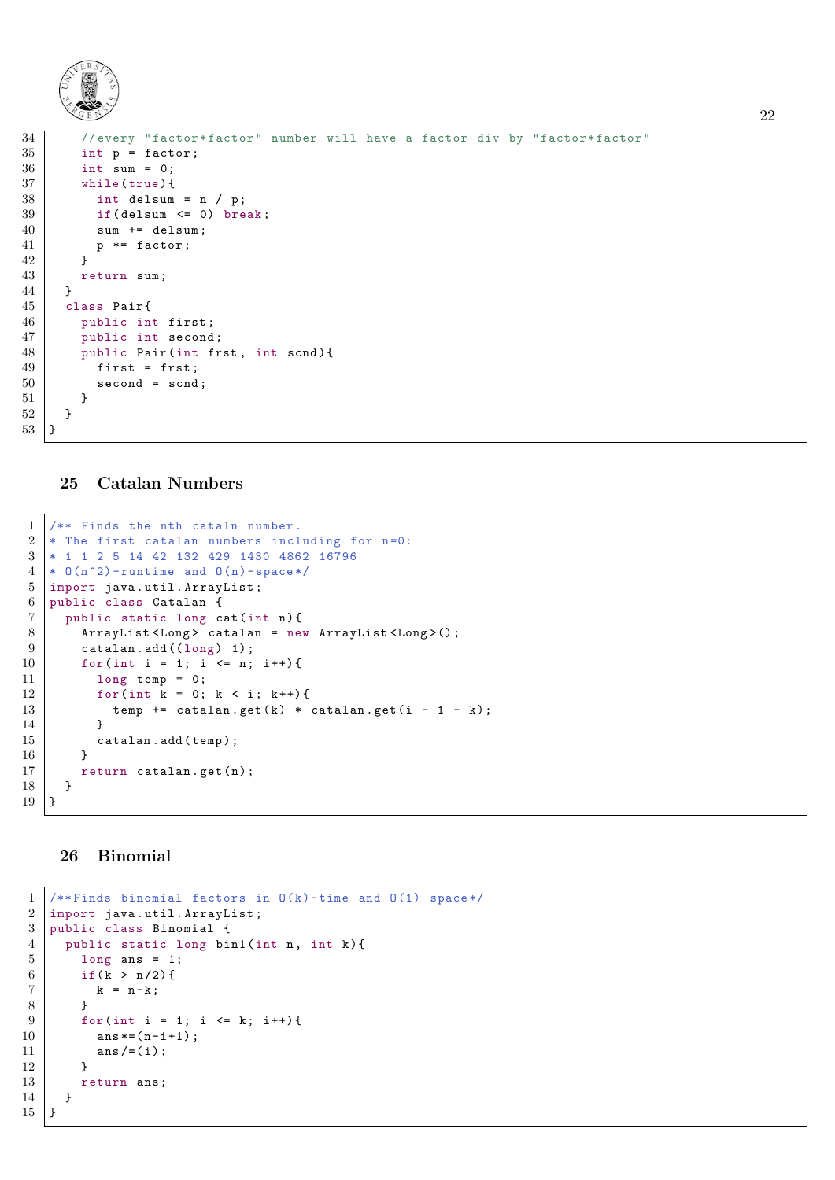```java
    //every "factor*factor" number will have a factor div by "factor*factor"
    int p = factor;
    int sum = 0;
    while(true){
      int delsum = n / p;
      if(delsum <= 0) break;
      sum += delsum;
      p *= factor;
    }
    return sum;
  }
  class Pair{
    public int first;
    public int second;
    public Pair(int frst, int scnd){
      first = frst;
      second = scnd;
    }
  }
}
```

## 25 Catalan Numbers

```java
/** Finds the nth cataln number.
* The first catalan numbers including for n=0:
* 1 1 2 5 14 42 132 429 1430 4862 16796
* O(n^2)-runtime and O(n)-space*/
import java.util.ArrayList;
public class Catalan {
  public static long cat(int n){
    ArrayList<Long> catalan = new ArrayList<Long>();
    catalan.add((long) 1);
    for(int i = 1; i <= n; i++){
      long temp = 0;
      for(int k = 0; k < i; k++){
        temp += catalan.get(k) * catalan.get(i - 1 - k);
      }
      catalan.add(temp);
    }
    return catalan.get(n);
  }
}
```

## 26 Binomial

```java
/**Finds binomial factors in O(k)-time and O(1) space*/
import java.util.ArrayList;
public class Binomial {
  public static long bin1(int n, int k){
    long ans = 1;
    if(k > n/2){
      k = n-k;
    }
    for(int i = 1; i <= k; i++){
      ans*=(n-i+1);
      ans/=(i);
    }
    return ans;
  }
}
```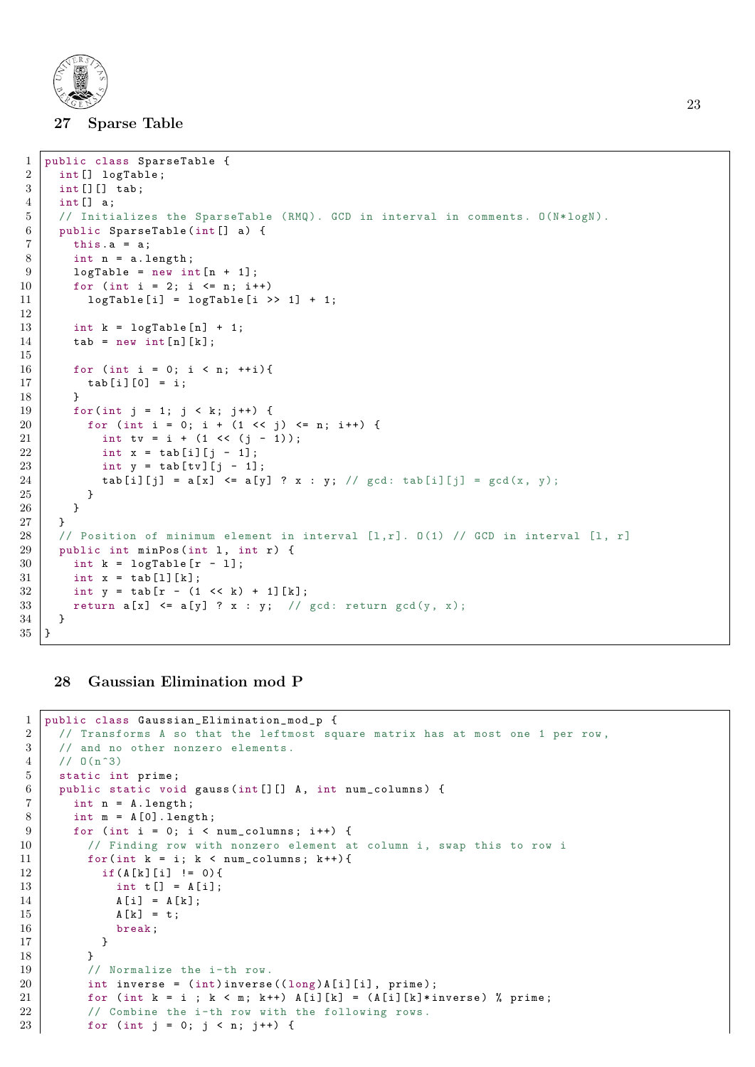## 27 Sparse Table

```java
public class SparseTable {
  int[] logTable;
  int[][] tab;
  int[] a;
  // Initializes the SparseTable (RMQ). GCD in interval in comments. O(N*logN).
  public SparseTable(int[] a) {
    this.a = a;
    int n = a.length;
    logTable = new int[n + 1];
    for (int i = 2; i <= n; i++)
      logTable[i] = logTable[i >> 1] + 1;

    int k = logTable[n] + 1;
    tab = new int[n][k];

    for (int i = 0; i < n; ++i){
      tab[i][0] = i;
    }
    for(int j = 1; j < k; j++) {
      for (int i = 0; i + (1 << j) <= n; i++) {
        int tv = i + (1 << (j - 1));
        int x = tab[i][j - 1];
        int y = tab[tv][j - 1];
        tab[i][j] = a[x] <= a[y] ? x : y; // gcd: tab[i][j] = gcd(x, y);
      }
    }
  }
  // Position of minimum element in interval [l,r]. O(1) // GCD in interval [l, r]
  public int minPos(int l, int r) {
    int k = logTable[r - l];
    int x = tab[l][k];
    int y = tab[r - (1 << k) + 1][k];
    return a[x] <= a[y] ? x : y;  // gcd: return gcd(y, x);
  }
}
```

## 28 Gaussian Elimination mod P

```java
public class Gaussian_Elimination_mod_p {
  // Transforms A so that the leftmost square matrix has at most one 1 per row,
  // and no other nonzero elements.
  // O(n^3)
  static int prime;
  public static void gauss(int[][] A, int num_columns) {
    int n = A.length;
    int m = A[0].length;
    for (int i = 0; i < num_columns; i++) {
      // Finding row with nonzero element at column i, swap this to row i
      for(int k = i; k < num_columns; k++){
        if(A[k][i] != 0){
          int t[] = A[i];
          A[i] = A[k];
          A[k] = t;
          break;
        }
      }
      // Normalize the i-th row.
      int inverse = (int)inverse((long)A[i][i], prime);
      for (int k = i ; k < m; k++) A[i][k] = (A[i][k]*inverse) % prime;
      // Combine the i-th row with the following rows.
      for (int j = 0; j < n; j++) {
```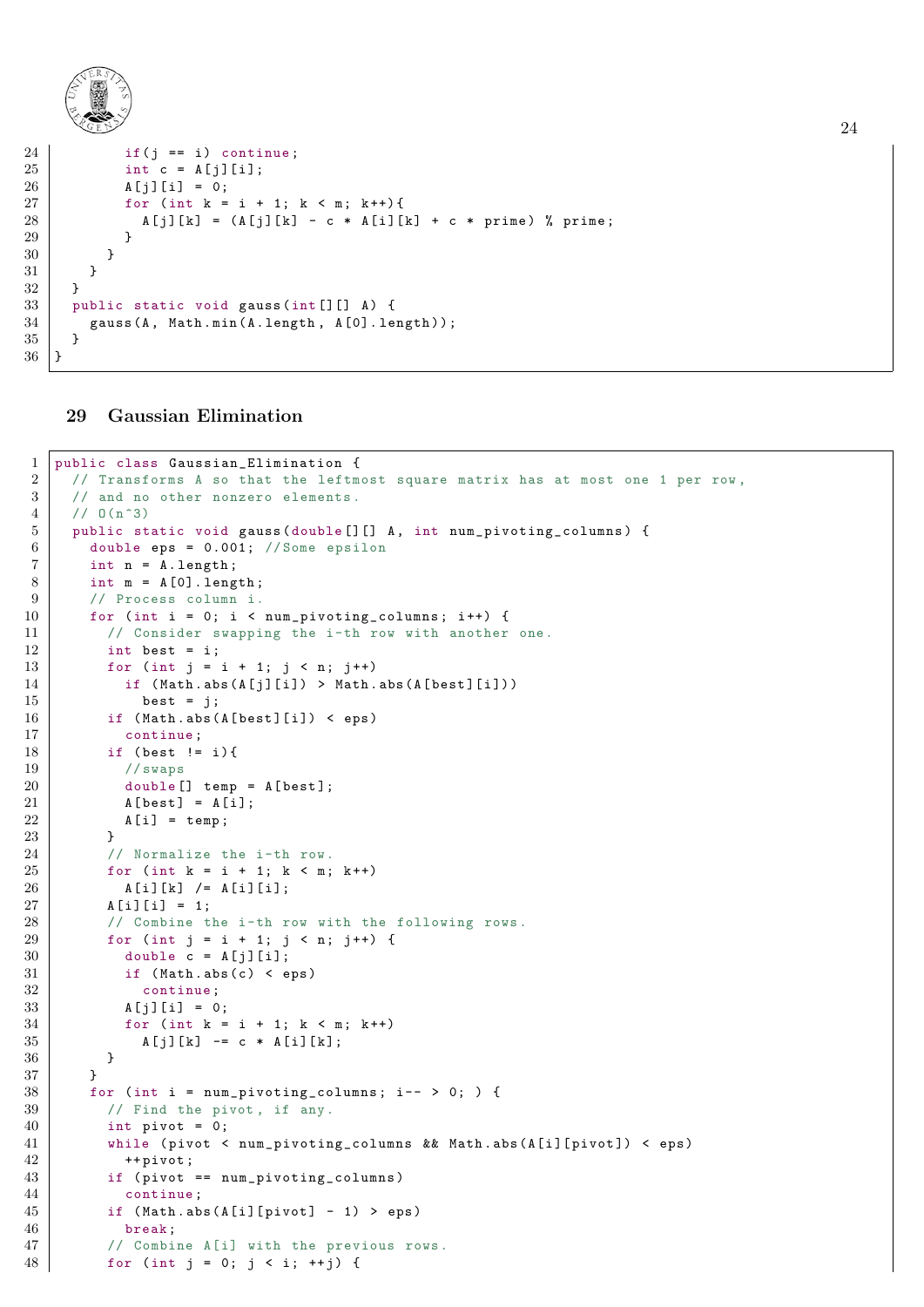```java
        if(j == i) continue;
        int c = A[j][i];
        A[j][i] = 0;
        for (int k = i + 1; k < m; k++){
          A[j][k] = (A[j][k] - c * A[i][k] + c * prime) % prime;
        }
      }
    }
  }
  public static void gauss(int[][] A) {
    gauss(A, Math.min(A.length, A[0].length));
  }
}
```

## 29 Gaussian Elimination

```java
public class Gaussian_Elimination {
  // Transforms A so that the leftmost square matrix has at most one 1 per row,
  // and no other nonzero elements.
  // O(n^3)
  public static void gauss(double[][] A, int num_pivoting_columns) {
    double eps = 0.001; //Some epsilon
    int n = A.length;
    int m = A[0].length;
    // Process column i.
    for (int i = 0; i < num_pivoting_columns; i++) {
      // Consider swapping the i-th row with another one.
      int best = i;
      for (int j = i + 1; j < n; j++)
        if (Math.abs(A[j][i]) > Math.abs(A[best][i]))
          best = j;
      if (Math.abs(A[best][i]) < eps)
        continue;
      if (best != i){
        //swaps
        double[] temp = A[best];
        A[best] = A[i];
        A[i] = temp;
      }
      // Normalize the i-th row.
      for (int k = i + 1; k < m; k++)
        A[i][k] /= A[i][i];
      A[i][i] = 1;
      // Combine the i-th row with the following rows.
      for (int j = i + 1; j < n; j++) {
        double c = A[j][i];
        if (Math.abs(c) < eps)
          continue;
        A[j][i] = 0;
        for (int k = i + 1; k < m; k++)
          A[j][k] -= c * A[i][k];
      }
    }
    for (int i = num_pivoting_columns; i-- > 0; ) {
      // Find the pivot, if any.
      int pivot = 0;
      while (pivot < num_pivoting_columns && Math.abs(A[i][pivot]) < eps)
        ++pivot;
      if (pivot == num_pivoting_columns)
        continue;
      if (Math.abs(A[i][pivot] - 1) > eps)
        break;
      // Combine A[i] with the previous rows.
      for (int j = 0; j < i; ++j) {
```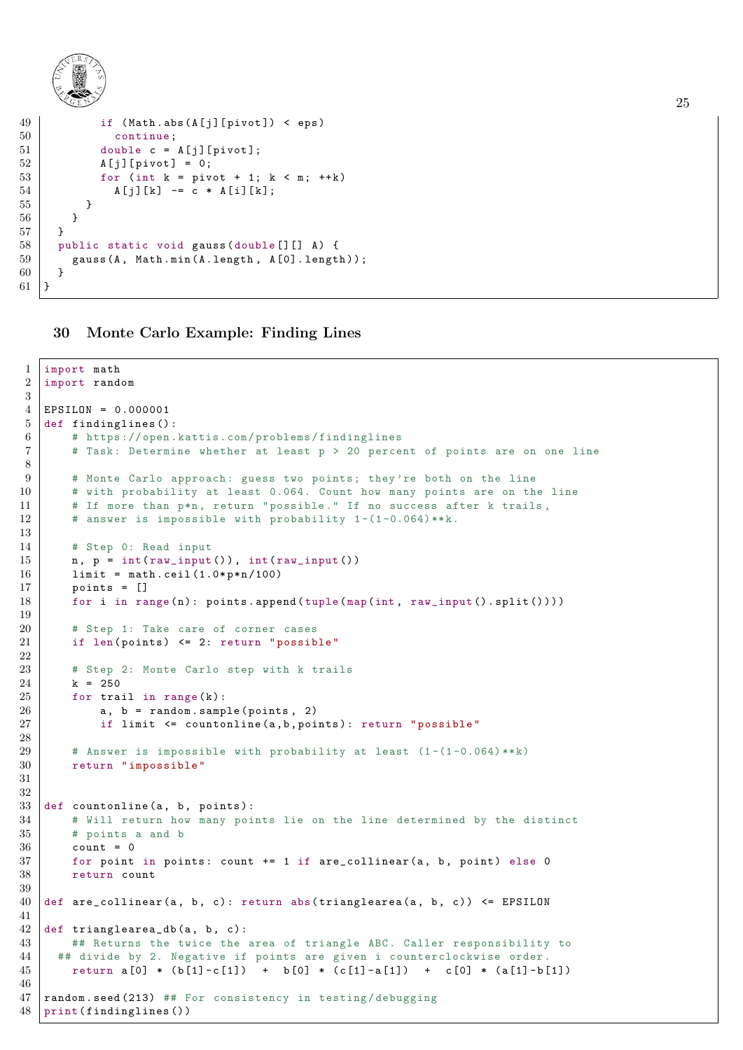```java
        if (Math.abs(A[j][pivot]) < eps)
          continue;
        double c = A[j][pivot];
        A[j][pivot] = 0;
        for (int k = pivot + 1; k < m; ++k)
          A[j][k] -= c * A[i][k];
      }
    }
  }
  public static void gauss(double[][] A) {
    gauss(A, Math.min(A.length, A[0].length));
  }
}
```

## 30 Monte Carlo Example: Finding Lines

```python
import math
import random

EPSILON = 0.000001
def findinglines():
    # https://open.kattis.com/problems/findinglines
    # Task: Determine whether at least p > 20 percent of points are on one line

    # Monte Carlo approach: guess two points; they're both on the line
    # with probability at least 0.064. Count how many points are on the line
    # If more than p*n, return "possible." If no success after k trails,
    # answer is impossible with probability 1-(1-0.064)**k.

    # Step 0: Read input
    n, p = int(raw_input()), int(raw_input())
    limit = math.ceil(1.0*p*n/100)
    points = []
    for i in range(n): points.append(tuple(map(int, raw_input().split())))

    # Step 1: Take care of corner cases
    if len(points) <= 2: return "possible"

    # Step 2: Monte Carlo step with k trails
    k = 250
    for trail in range(k):
        a, b = random.sample(points, 2)
        if limit <= countonline(a,b,points): return "possible"

    # Answer is impossible with probability at least (1-(1-0.064)**k)
    return "impossible"


def countonline(a, b, points):
    # Will return how many points lie on the line determined by the distinct
    # points a and b
    count = 0
    for point in points: count += 1 if are_collinear(a, b, point) else 0
    return count

def are_collinear(a, b, c): return abs(trianglearea(a, b, c)) <= EPSILON

def trianglearea_db(a, b, c):
    ## Returns the twice the area of triangle ABC. Caller responsibility to
  ## divide by 2. Negative if points are given i counterclockwise order.
    return a[0] * (b[1]-c[1])  +  b[0] * (c[1]-a[1])  +  c[0] * (a[1]-b[1])

random.seed(213) ## For consistency in testing/debugging
print(findinglines())
```